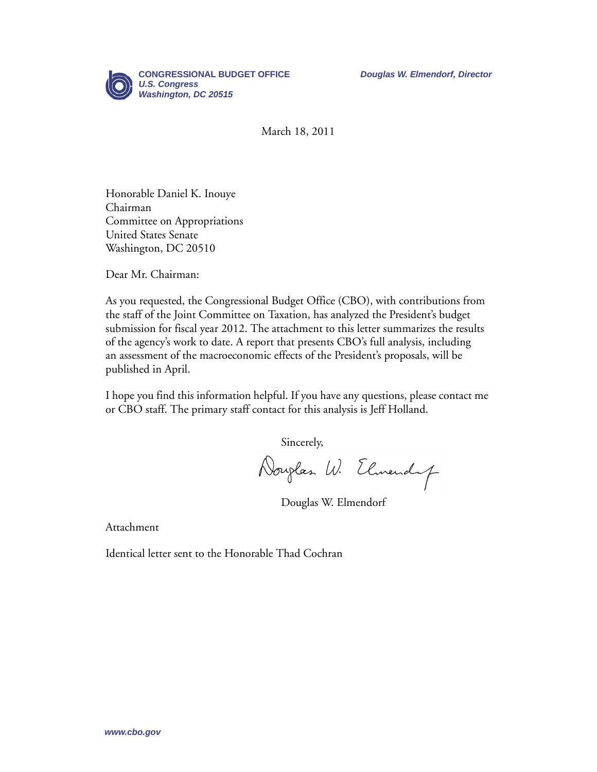**CONGRESSIONAL BUDGET OFFICE**
***U.S. Congress***
***Washington, DC 20515***

***Douglas W. Elmendorf, Director***

March 18, 2011

Honorable Daniel K. Inouye
Chairman
Committee on Appropriations
United States Senate
Washington, DC 20510

Dear Mr. Chairman:

As you requested, the Congressional Budget Office (CBO), with contributions from the staff of the Joint Committee on Taxation, has analyzed the President's budget submission for fiscal year 2012. The attachment to this letter summarizes the results of the agency's work to date. A report that presents CBO's full analysis, including an assessment of the macroeconomic effects of the President's proposals, will be published in April.

I hope you find this information helpful. If you have any questions, please contact me or CBO staff. The primary staff contact for this analysis is Jeff Holland.

Sincerely,

Douglas W. Elmendorf

Attachment

Identical letter sent to the Honorable Thad Cochran

***www.cbo.gov***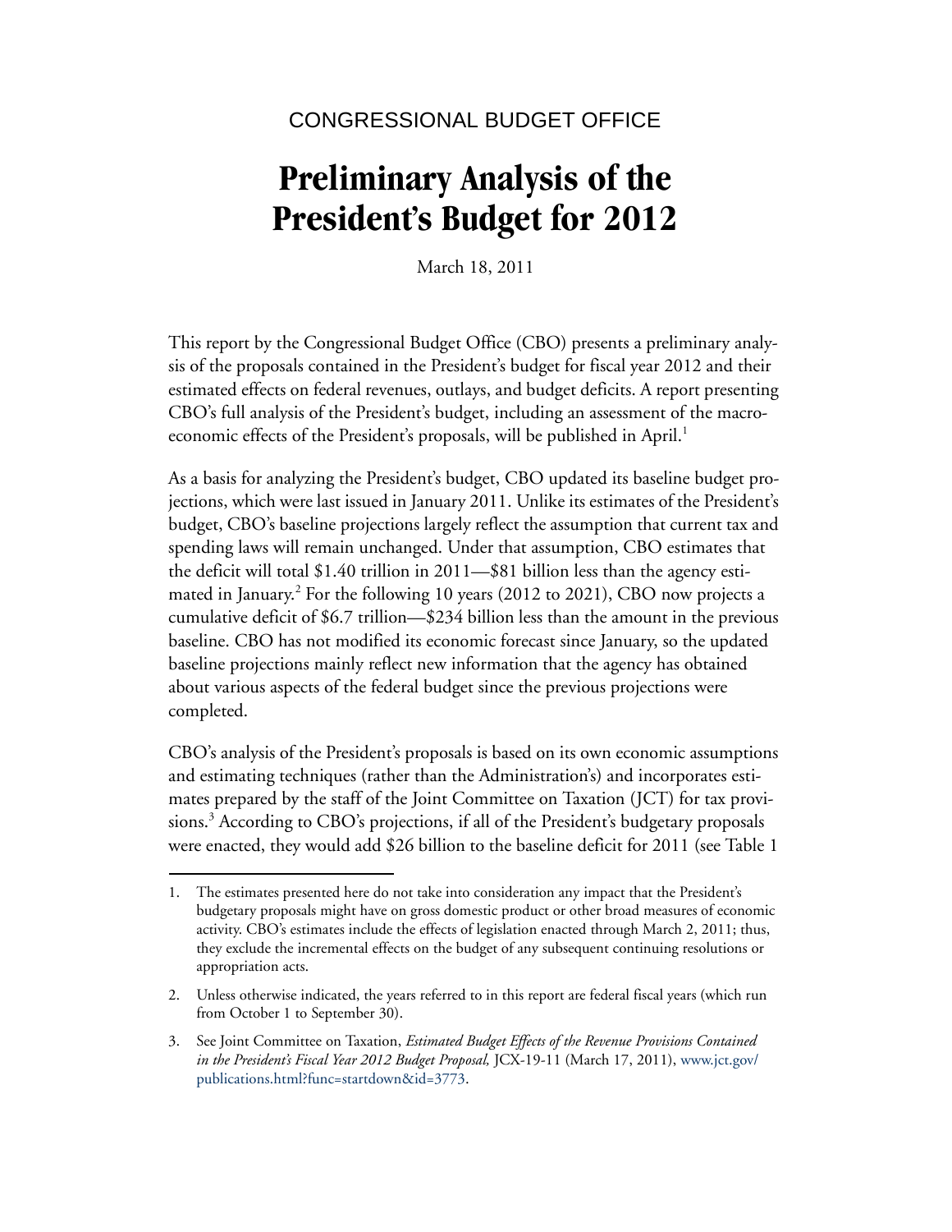CONGRESSIONAL BUDGET OFFICE

# Preliminary Analysis of the President's Budget for 2012

March 18, 2011

This report by the Congressional Budget Office (CBO) presents a preliminary analysis of the proposals contained in the President's budget for fiscal year 2012 and their estimated effects on federal revenues, outlays, and budget deficits. A report presenting CBO's full analysis of the President's budget, including an assessment of the macroeconomic effects of the President's proposals, will be published in April.[1]

As a basis for analyzing the President's budget, CBO updated its baseline budget projections, which were last issued in January 2011. Unlike its estimates of the President's budget, CBO's baseline projections largely reflect the assumption that current tax and spending laws will remain unchanged. Under that assumption, CBO estimates that the deficit will total $1.40 trillion in 2011—$81 billion less than the agency estimated in January.[2] For the following 10 years (2012 to 2021), CBO now projects a cumulative deficit of $6.7 trillion—$234 billion less than the amount in the previous baseline. CBO has not modified its economic forecast since January, so the updated baseline projections mainly reflect new information that the agency has obtained about various aspects of the federal budget since the previous projections were completed.

CBO's analysis of the President's proposals is based on its own economic assumptions and estimating techniques (rather than the Administration's) and incorporates estimates prepared by the staff of the Joint Committee on Taxation (JCT) for tax provisions.[3] According to CBO's projections, if all of the President's budgetary proposals were enacted, they would add $26 billion to the baseline deficit for 2011 (see Table 1

---

1. The estimates presented here do not take into consideration any impact that the President's budgetary proposals might have on gross domestic product or other broad measures of economic activity. CBO's estimates include the effects of legislation enacted through March 2, 2011; thus, they exclude the incremental effects on the budget of any subsequent continuing resolutions or appropriation acts.

2. Unless otherwise indicated, the years referred to in this report are federal fiscal years (which run from October 1 to September 30).

3. See Joint Committee on Taxation, *Estimated Budget Effects of the Revenue Provisions Contained in the President's Fiscal Year 2012 Budget Proposal,* JCX-19-11 (March 17, 2011), www.jct.gov/publications.html?func=startdown&id=3773.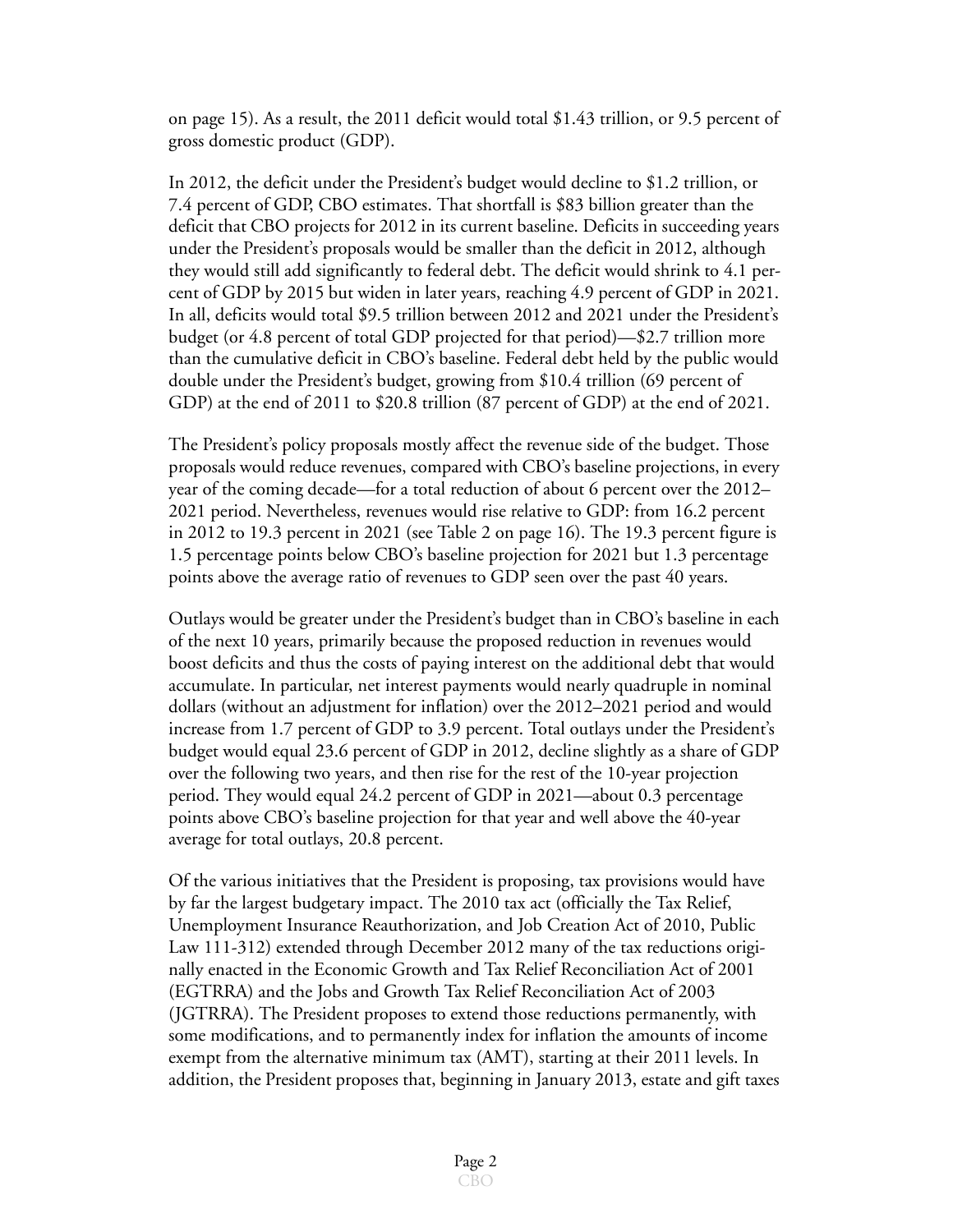on page 15). As a result, the 2011 deficit would total $1.43 trillion, or 9.5 percent of gross domestic product (GDP).

In 2012, the deficit under the President's budget would decline to $1.2 trillion, or 7.4 percent of GDP, CBO estimates. That shortfall is $83 billion greater than the deficit that CBO projects for 2012 in its current baseline. Deficits in succeeding years under the President's proposals would be smaller than the deficit in 2012, although they would still add significantly to federal debt. The deficit would shrink to 4.1 percent of GDP by 2015 but widen in later years, reaching 4.9 percent of GDP in 2021. In all, deficits would total $9.5 trillion between 2012 and 2021 under the President's budget (or 4.8 percent of total GDP projected for that period)—$2.7 trillion more than the cumulative deficit in CBO's baseline. Federal debt held by the public would double under the President's budget, growing from $10.4 trillion (69 percent of GDP) at the end of 2011 to $20.8 trillion (87 percent of GDP) at the end of 2021.

The President's policy proposals mostly affect the revenue side of the budget. Those proposals would reduce revenues, compared with CBO's baseline projections, in every year of the coming decade—for a total reduction of about 6 percent over the 2012–2021 period. Nevertheless, revenues would rise relative to GDP: from 16.2 percent in 2012 to 19.3 percent in 2021 (see Table 2 on page 16). The 19.3 percent figure is 1.5 percentage points below CBO's baseline projection for 2021 but 1.3 percentage points above the average ratio of revenues to GDP seen over the past 40 years.

Outlays would be greater under the President's budget than in CBO's baseline in each of the next 10 years, primarily because the proposed reduction in revenues would boost deficits and thus the costs of paying interest on the additional debt that would accumulate. In particular, net interest payments would nearly quadruple in nominal dollars (without an adjustment for inflation) over the 2012–2021 period and would increase from 1.7 percent of GDP to 3.9 percent. Total outlays under the President's budget would equal 23.6 percent of GDP in 2012, decline slightly as a share of GDP over the following two years, and then rise for the rest of the 10-year projection period. They would equal 24.2 percent of GDP in 2021—about 0.3 percentage points above CBO's baseline projection for that year and well above the 40-year average for total outlays, 20.8 percent.

Of the various initiatives that the President is proposing, tax provisions would have by far the largest budgetary impact. The 2010 tax act (officially the Tax Relief, Unemployment Insurance Reauthorization, and Job Creation Act of 2010, Public Law 111-312) extended through December 2012 many of the tax reductions originally enacted in the Economic Growth and Tax Relief Reconciliation Act of 2001 (EGTRRA) and the Jobs and Growth Tax Relief Reconciliation Act of 2003 (JGTRRA). The President proposes to extend those reductions permanently, with some modifications, and to permanently index for inflation the amounts of income exempt from the alternative minimum tax (AMT), starting at their 2011 levels. In addition, the President proposes that, beginning in January 2013, estate and gift taxes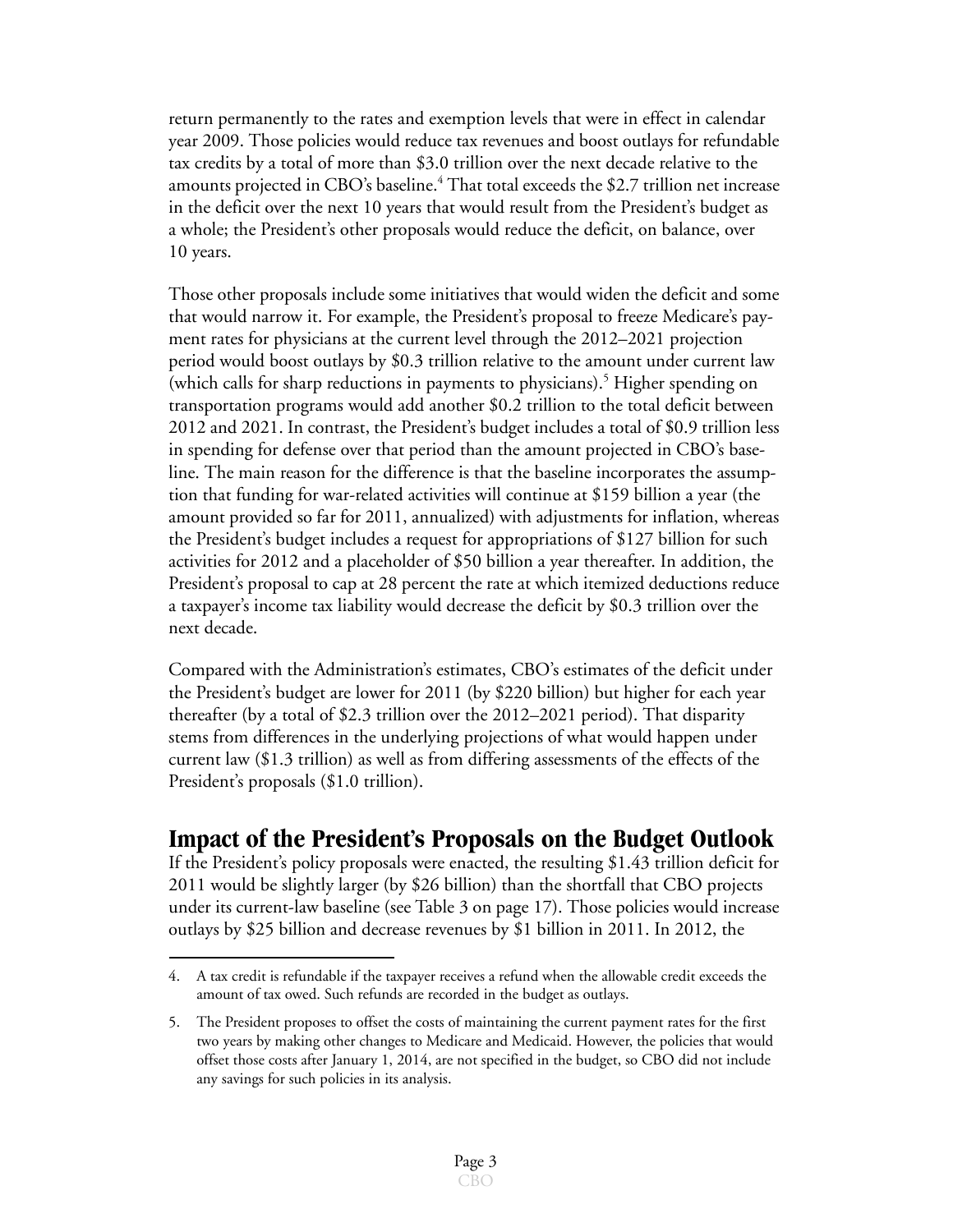return permanently to the rates and exemption levels that were in effect in calendar year 2009. Those policies would reduce tax revenues and boost outlays for refundable tax credits by a total of more than $3.0 trillion over the next decade relative to the amounts projected in CBO's baseline.[4] That total exceeds the $2.7 trillion net increase in the deficit over the next 10 years that would result from the President's budget as a whole; the President's other proposals would reduce the deficit, on balance, over 10 years.

Those other proposals include some initiatives that would widen the deficit and some that would narrow it. For example, the President's proposal to freeze Medicare's payment rates for physicians at the current level through the 2012–2021 projection period would boost outlays by $0.3 trillion relative to the amount under current law (which calls for sharp reductions in payments to physicians).[5] Higher spending on transportation programs would add another $0.2 trillion to the total deficit between 2012 and 2021. In contrast, the President's budget includes a total of $0.9 trillion less in spending for defense over that period than the amount projected in CBO's baseline. The main reason for the difference is that the baseline incorporates the assumption that funding for war-related activities will continue at $159 billion a year (the amount provided so far for 2011, annualized) with adjustments for inflation, whereas the President's budget includes a request for appropriations of $127 billion for such activities for 2012 and a placeholder of $50 billion a year thereafter. In addition, the President's proposal to cap at 28 percent the rate at which itemized deductions reduce a taxpayer's income tax liability would decrease the deficit by $0.3 trillion over the next decade.

Compared with the Administration's estimates, CBO's estimates of the deficit under the President's budget are lower for 2011 (by $220 billion) but higher for each year thereafter (by a total of $2.3 trillion over the 2012–2021 period). That disparity stems from differences in the underlying projections of what would happen under current law ($1.3 trillion) as well as from differing assessments of the effects of the President's proposals ($1.0 trillion).

## Impact of the President's Proposals on the Budget Outlook

If the President's policy proposals were enacted, the resulting $1.43 trillion deficit for 2011 would be slightly larger (by $26 billion) than the shortfall that CBO projects under its current-law baseline (see Table 3 on page 17). Those policies would increase outlays by $25 billion and decrease revenues by $1 billion in 2011. In 2012, the

---

4. A tax credit is refundable if the taxpayer receives a refund when the allowable credit exceeds the amount of tax owed. Such refunds are recorded in the budget as outlays.

5. The President proposes to offset the costs of maintaining the current payment rates for the first two years by making other changes to Medicare and Medicaid. However, the policies that would offset those costs after January 1, 2014, are not specified in the budget, so CBO did not include any savings for such policies in its analysis.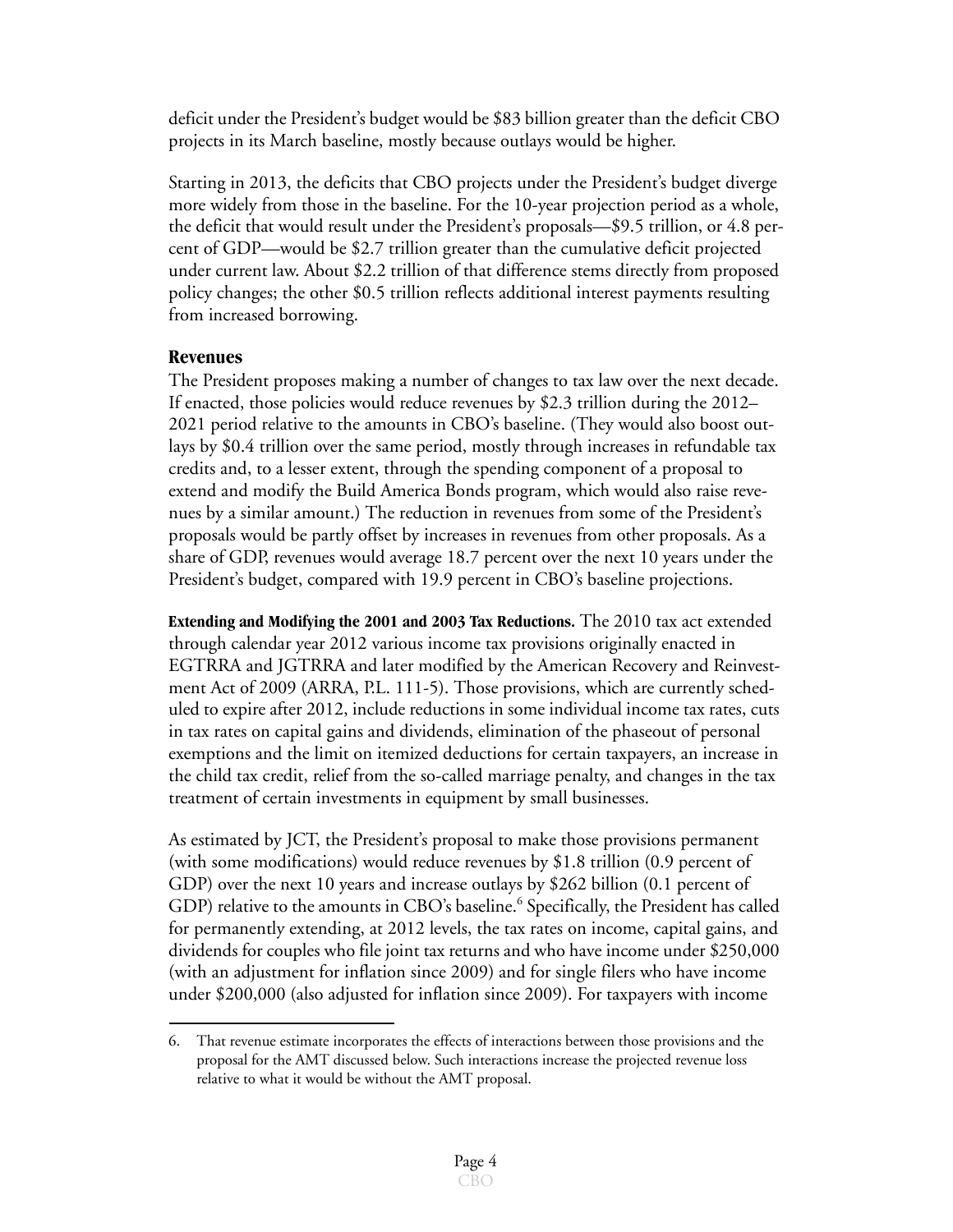deficit under the President's budget would be $83 billion greater than the deficit CBO projects in its March baseline, mostly because outlays would be higher.

Starting in 2013, the deficits that CBO projects under the President's budget diverge more widely from those in the baseline. For the 10-year projection period as a whole, the deficit that would result under the President's proposals—$9.5 trillion, or 4.8 percent of GDP—would be $2.7 trillion greater than the cumulative deficit projected under current law. About $2.2 trillion of that difference stems directly from proposed policy changes; the other $0.5 trillion reflects additional interest payments resulting from increased borrowing.

## Revenues

The President proposes making a number of changes to tax law over the next decade. If enacted, those policies would reduce revenues by $2.3 trillion during the 2012–2021 period relative to the amounts in CBO's baseline. (They would also boost outlays by $0.4 trillion over the same period, mostly through increases in refundable tax credits and, to a lesser extent, through the spending component of a proposal to extend and modify the Build America Bonds program, which would also raise revenues by a similar amount.) The reduction in revenues from some of the President's proposals would be partly offset by increases in revenues from other proposals. As a share of GDP, revenues would average 18.7 percent over the next 10 years under the President's budget, compared with 19.9 percent in CBO's baseline projections.

**Extending and Modifying the 2001 and 2003 Tax Reductions.** The 2010 tax act extended through calendar year 2012 various income tax provisions originally enacted in EGTRRA and JGTRRA and later modified by the American Recovery and Reinvestment Act of 2009 (ARRA, P.L. 111-5). Those provisions, which are currently scheduled to expire after 2012, include reductions in some individual income tax rates, cuts in tax rates on capital gains and dividends, elimination of the phaseout of personal exemptions and the limit on itemized deductions for certain taxpayers, an increase in the child tax credit, relief from the so-called marriage penalty, and changes in the tax treatment of certain investments in equipment by small businesses.

As estimated by JCT, the President's proposal to make those provisions permanent (with some modifications) would reduce revenues by $1.8 trillion (0.9 percent of GDP) over the next 10 years and increase outlays by $262 billion (0.1 percent of GDP) relative to the amounts in CBO's baseline.[6] Specifically, the President has called for permanently extending, at 2012 levels, the tax rates on income, capital gains, and dividends for couples who file joint tax returns and who have income under $250,000 (with an adjustment for inflation since 2009) and for single filers who have income under $200,000 (also adjusted for inflation since 2009). For taxpayers with income

6. That revenue estimate incorporates the effects of interactions between those provisions and the proposal for the AMT discussed below. Such interactions increase the projected revenue loss relative to what it would be without the AMT proposal.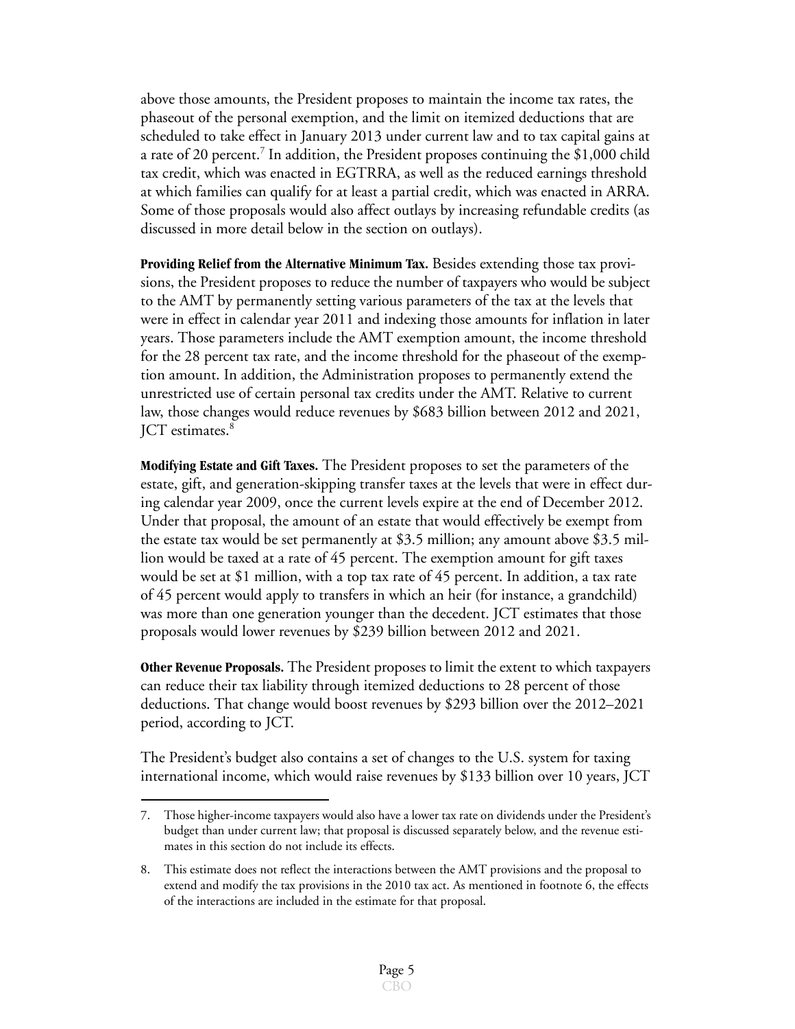above those amounts, the President proposes to maintain the income tax rates, the phaseout of the personal exemption, and the limit on itemized deductions that are scheduled to take effect in January 2013 under current law and to tax capital gains at a rate of 20 percent.[7] In addition, the President proposes continuing the $1,000 child tax credit, which was enacted in EGTRRA, as well as the reduced earnings threshold at which families can qualify for at least a partial credit, which was enacted in ARRA. Some of those proposals would also affect outlays by increasing refundable credits (as discussed in more detail below in the section on outlays).

**Providing Relief from the Alternative Minimum Tax.** Besides extending those tax provisions, the President proposes to reduce the number of taxpayers who would be subject to the AMT by permanently setting various parameters of the tax at the levels that were in effect in calendar year 2011 and indexing those amounts for inflation in later years. Those parameters include the AMT exemption amount, the income threshold for the 28 percent tax rate, and the income threshold for the phaseout of the exemption amount. In addition, the Administration proposes to permanently extend the unrestricted use of certain personal tax credits under the AMT. Relative to current law, those changes would reduce revenues by $683 billion between 2012 and 2021, JCT estimates.[8]

**Modifying Estate and Gift Taxes.** The President proposes to set the parameters of the estate, gift, and generation-skipping transfer taxes at the levels that were in effect during calendar year 2009, once the current levels expire at the end of December 2012. Under that proposal, the amount of an estate that would effectively be exempt from the estate tax would be set permanently at $3.5 million; any amount above $3.5 million would be taxed at a rate of 45 percent. The exemption amount for gift taxes would be set at $1 million, with a top tax rate of 45 percent. In addition, a tax rate of 45 percent would apply to transfers in which an heir (for instance, a grandchild) was more than one generation younger than the decedent. JCT estimates that those proposals would lower revenues by $239 billion between 2012 and 2021.

**Other Revenue Proposals.** The President proposes to limit the extent to which taxpayers can reduce their tax liability through itemized deductions to 28 percent of those deductions. That change would boost revenues by $293 billion over the 2012–2021 period, according to JCT.

The President's budget also contains a set of changes to the U.S. system for taxing international income, which would raise revenues by $133 billion over 10 years, JCT

---

7. Those higher-income taxpayers would also have a lower tax rate on dividends under the President's budget than under current law; that proposal is discussed separately below, and the revenue estimates in this section do not include its effects.

8. This estimate does not reflect the interactions between the AMT provisions and the proposal to extend and modify the tax provisions in the 2010 tax act. As mentioned in footnote 6, the effects of the interactions are included in the estimate for that proposal.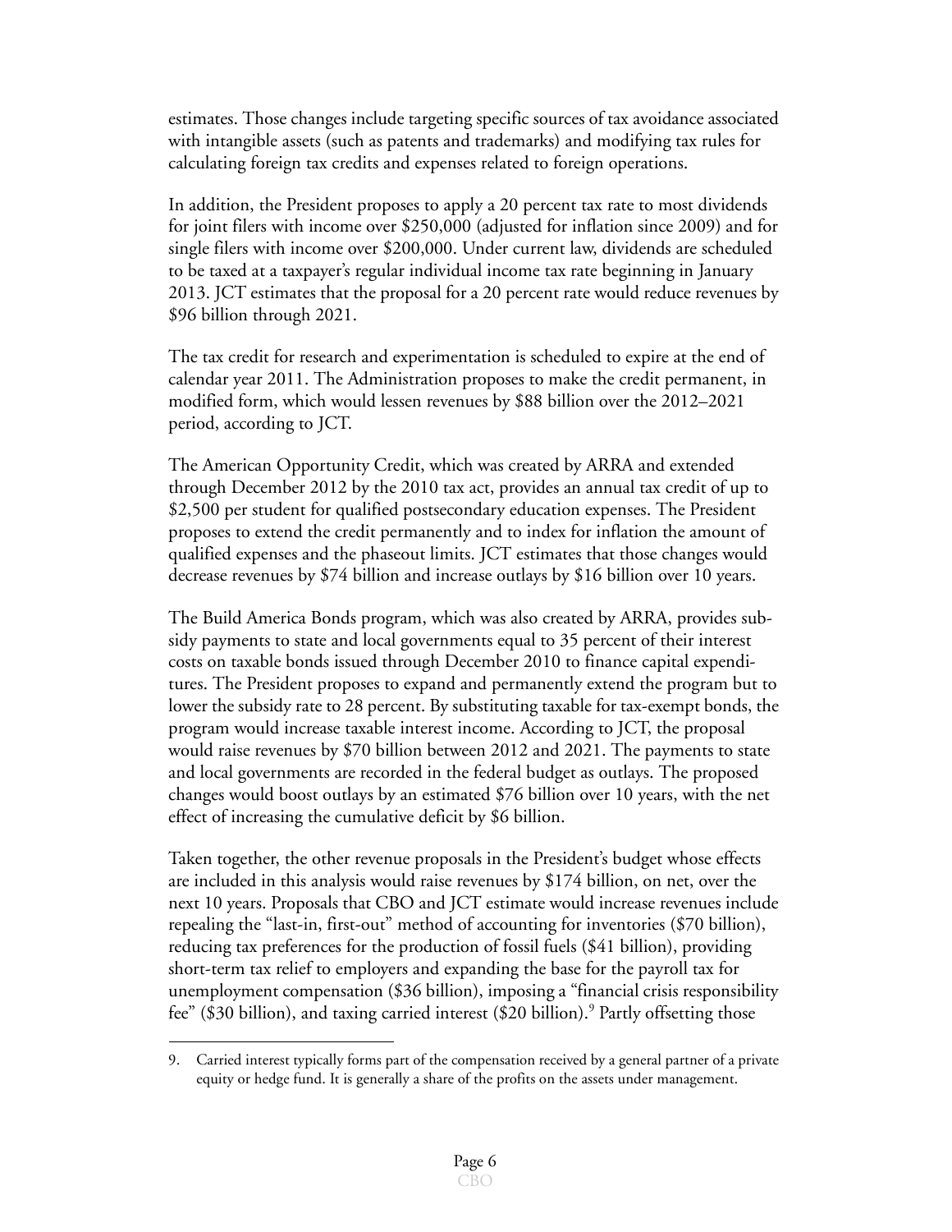estimates. Those changes include targeting specific sources of tax avoidance associated with intangible assets (such as patents and trademarks) and modifying tax rules for calculating foreign tax credits and expenses related to foreign operations.

In addition, the President proposes to apply a 20 percent tax rate to most dividends for joint filers with income over $250,000 (adjusted for inflation since 2009) and for single filers with income over $200,000. Under current law, dividends are scheduled to be taxed at a taxpayer's regular individual income tax rate beginning in January 2013. JCT estimates that the proposal for a 20 percent rate would reduce revenues by $96 billion through 2021.

The tax credit for research and experimentation is scheduled to expire at the end of calendar year 2011. The Administration proposes to make the credit permanent, in modified form, which would lessen revenues by $88 billion over the 2012–2021 period, according to JCT.

The American Opportunity Credit, which was created by ARRA and extended through December 2012 by the 2010 tax act, provides an annual tax credit of up to $2,500 per student for qualified postsecondary education expenses. The President proposes to extend the credit permanently and to index for inflation the amount of qualified expenses and the phaseout limits. JCT estimates that those changes would decrease revenues by $74 billion and increase outlays by $16 billion over 10 years.

The Build America Bonds program, which was also created by ARRA, provides subsidy payments to state and local governments equal to 35 percent of their interest costs on taxable bonds issued through December 2010 to finance capital expenditures. The President proposes to expand and permanently extend the program but to lower the subsidy rate to 28 percent. By substituting taxable for tax-exempt bonds, the program would increase taxable interest income. According to JCT, the proposal would raise revenues by $70 billion between 2012 and 2021. The payments to state and local governments are recorded in the federal budget as outlays. The proposed changes would boost outlays by an estimated $76 billion over 10 years, with the net effect of increasing the cumulative deficit by $6 billion.

Taken together, the other revenue proposals in the President's budget whose effects are included in this analysis would raise revenues by $174 billion, on net, over the next 10 years. Proposals that CBO and JCT estimate would increase revenues include repealing the "last-in, first-out" method of accounting for inventories ($70 billion), reducing tax preferences for the production of fossil fuels ($41 billion), providing short-term tax relief to employers and expanding the base for the payroll tax for unemployment compensation ($36 billion), imposing a "financial crisis responsibility fee" ($30 billion), and taxing carried interest ($20 billion).[9] Partly offsetting those

9. Carried interest typically forms part of the compensation received by a general partner of a private equity or hedge fund. It is generally a share of the profits on the assets under management.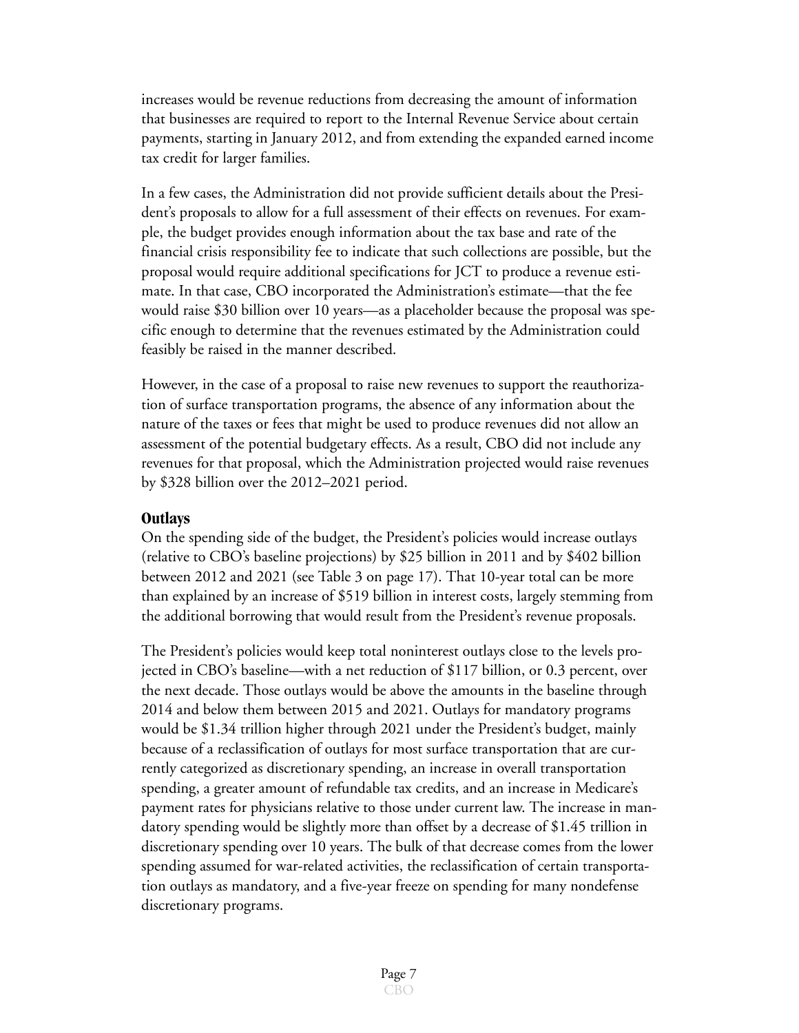increases would be revenue reductions from decreasing the amount of information that businesses are required to report to the Internal Revenue Service about certain payments, starting in January 2012, and from extending the expanded earned income tax credit for larger families.

In a few cases, the Administration did not provide sufficient details about the President's proposals to allow for a full assessment of their effects on revenues. For example, the budget provides enough information about the tax base and rate of the financial crisis responsibility fee to indicate that such collections are possible, but the proposal would require additional specifications for JCT to produce a revenue estimate. In that case, CBO incorporated the Administration's estimate—that the fee would raise $30 billion over 10 years—as a placeholder because the proposal was specific enough to determine that the revenues estimated by the Administration could feasibly be raised in the manner described.

However, in the case of a proposal to raise new revenues to support the reauthorization of surface transportation programs, the absence of any information about the nature of the taxes or fees that might be used to produce revenues did not allow an assessment of the potential budgetary effects. As a result, CBO did not include any revenues for that proposal, which the Administration projected would raise revenues by $328 billion over the 2012–2021 period.

### Outlays

On the spending side of the budget, the President's policies would increase outlays (relative to CBO's baseline projections) by $25 billion in 2011 and by $402 billion between 2012 and 2021 (see Table 3 on page 17). That 10-year total can be more than explained by an increase of $519 billion in interest costs, largely stemming from the additional borrowing that would result from the President's revenue proposals.

The President's policies would keep total noninterest outlays close to the levels projected in CBO's baseline—with a net reduction of $117 billion, or 0.3 percent, over the next decade. Those outlays would be above the amounts in the baseline through 2014 and below them between 2015 and 2021. Outlays for mandatory programs would be $1.34 trillion higher through 2021 under the President's budget, mainly because of a reclassification of outlays for most surface transportation that are currently categorized as discretionary spending, an increase in overall transportation spending, a greater amount of refundable tax credits, and an increase in Medicare's payment rates for physicians relative to those under current law. The increase in mandatory spending would be slightly more than offset by a decrease of $1.45 trillion in discretionary spending over 10 years. The bulk of that decrease comes from the lower spending assumed for war-related activities, the reclassification of certain transportation outlays as mandatory, and a five-year freeze on spending for many nondefense discretionary programs.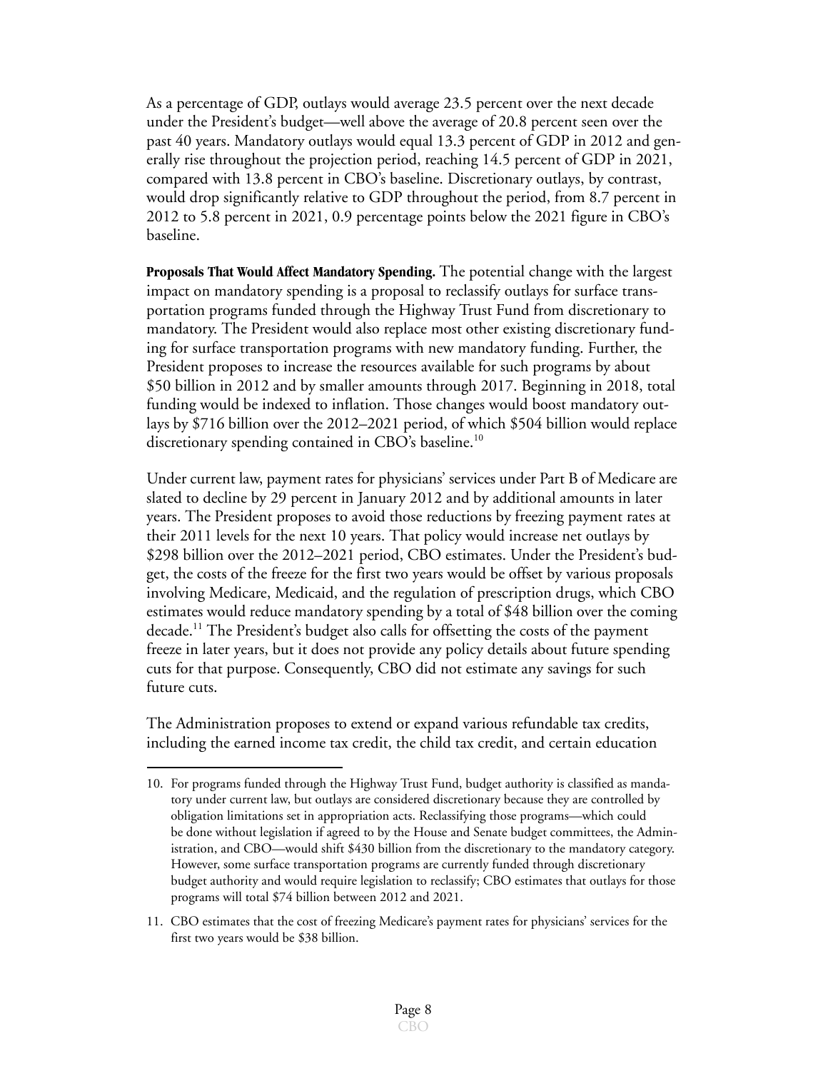As a percentage of GDP, outlays would average 23.5 percent over the next decade under the President's budget—well above the average of 20.8 percent seen over the past 40 years. Mandatory outlays would equal 13.3 percent of GDP in 2012 and generally rise throughout the projection period, reaching 14.5 percent of GDP in 2021, compared with 13.8 percent in CBO's baseline. Discretionary outlays, by contrast, would drop significantly relative to GDP throughout the period, from 8.7 percent in 2012 to 5.8 percent in 2021, 0.9 percentage points below the 2021 figure in CBO's baseline.

**Proposals That Would Affect Mandatory Spending.** The potential change with the largest impact on mandatory spending is a proposal to reclassify outlays for surface transportation programs funded through the Highway Trust Fund from discretionary to mandatory. The President would also replace most other existing discretionary funding for surface transportation programs with new mandatory funding. Further, the President proposes to increase the resources available for such programs by about $50 billion in 2012 and by smaller amounts through 2017. Beginning in 2018, total funding would be indexed to inflation. Those changes would boost mandatory outlays by $716 billion over the 2012–2021 period, of which $504 billion would replace discretionary spending contained in CBO's baseline.[10]

Under current law, payment rates for physicians' services under Part B of Medicare are slated to decline by 29 percent in January 2012 and by additional amounts in later years. The President proposes to avoid those reductions by freezing payment rates at their 2011 levels for the next 10 years. That policy would increase net outlays by $298 billion over the 2012–2021 period, CBO estimates. Under the President's budget, the costs of the freeze for the first two years would be offset by various proposals involving Medicare, Medicaid, and the regulation of prescription drugs, which CBO estimates would reduce mandatory spending by a total of $48 billion over the coming decade.[11] The President's budget also calls for offsetting the costs of the payment freeze in later years, but it does not provide any policy details about future spending cuts for that purpose. Consequently, CBO did not estimate any savings for such future cuts.

The Administration proposes to extend or expand various refundable tax credits, including the earned income tax credit, the child tax credit, and certain education

---

10. For programs funded through the Highway Trust Fund, budget authority is classified as mandatory under current law, but outlays are considered discretionary because they are controlled by obligation limitations set in appropriation acts. Reclassifying those programs—which could be done without legislation if agreed to by the House and Senate budget committees, the Administration, and CBO—would shift $430 billion from the discretionary to the mandatory category. However, some surface transportation programs are currently funded through discretionary budget authority and would require legislation to reclassify; CBO estimates that outlays for those programs will total $74 billion between 2012 and 2021.

11. CBO estimates that the cost of freezing Medicare's payment rates for physicians' services for the first two years would be $38 billion.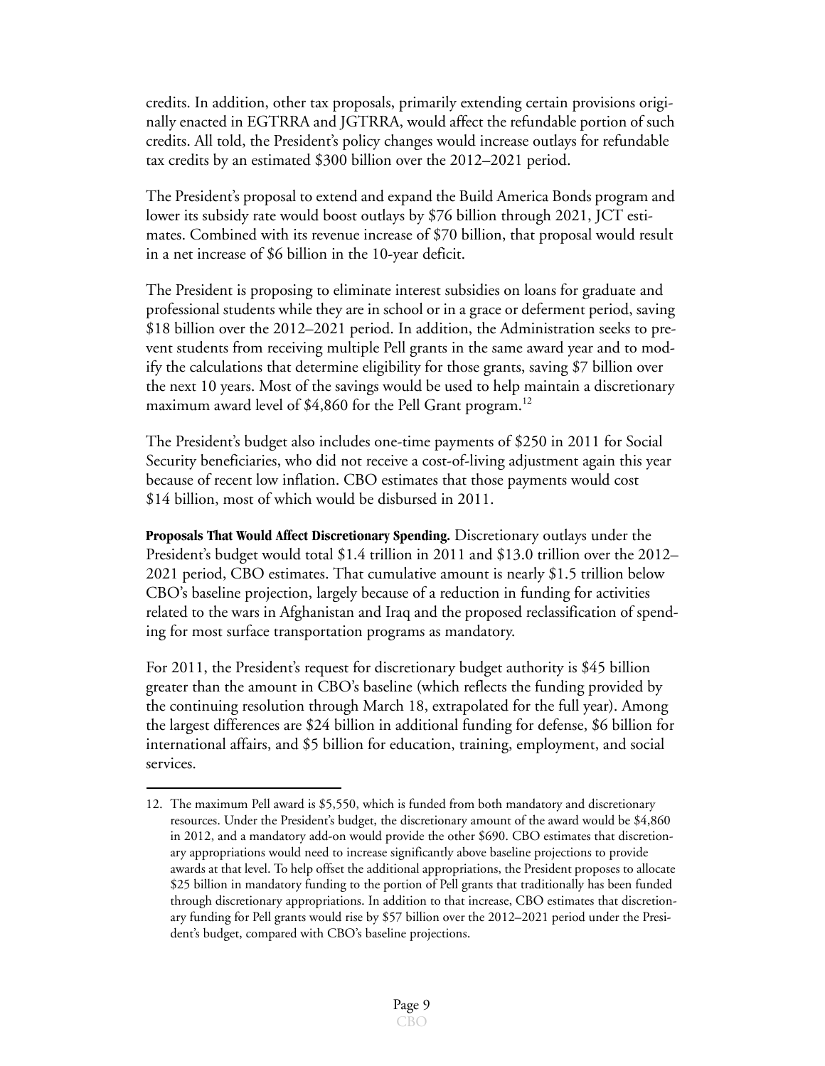credits. In addition, other tax proposals, primarily extending certain provisions originally enacted in EGTRRA and JGTRRA, would affect the refundable portion of such credits. All told, the President's policy changes would increase outlays for refundable tax credits by an estimated $300 billion over the 2012–2021 period.

The President's proposal to extend and expand the Build America Bonds program and lower its subsidy rate would boost outlays by $76 billion through 2021, JCT estimates. Combined with its revenue increase of $70 billion, that proposal would result in a net increase of $6 billion in the 10-year deficit.

The President is proposing to eliminate interest subsidies on loans for graduate and professional students while they are in school or in a grace or deferment period, saving $18 billion over the 2012–2021 period. In addition, the Administration seeks to prevent students from receiving multiple Pell grants in the same award year and to modify the calculations that determine eligibility for those grants, saving $7 billion over the next 10 years. Most of the savings would be used to help maintain a discretionary maximum award level of $4,860 for the Pell Grant program.[12]

The President's budget also includes one-time payments of $250 in 2011 for Social Security beneficiaries, who did not receive a cost-of-living adjustment again this year because of recent low inflation. CBO estimates that those payments would cost $14 billion, most of which would be disbursed in 2011.

**Proposals That Would Affect Discretionary Spending.** Discretionary outlays under the President's budget would total $1.4 trillion in 2011 and $13.0 trillion over the 2012–2021 period, CBO estimates. That cumulative amount is nearly $1.5 trillion below CBO's baseline projection, largely because of a reduction in funding for activities related to the wars in Afghanistan and Iraq and the proposed reclassification of spending for most surface transportation programs as mandatory.

For 2011, the President's request for discretionary budget authority is $45 billion greater than the amount in CBO's baseline (which reflects the funding provided by the continuing resolution through March 18, extrapolated for the full year). Among the largest differences are $24 billion in additional funding for defense, $6 billion for international affairs, and $5 billion for education, training, employment, and social services.

---

12. The maximum Pell award is $5,550, which is funded from both mandatory and discretionary resources. Under the President's budget, the discretionary amount of the award would be $4,860 in 2012, and a mandatory add-on would provide the other $690. CBO estimates that discretionary appropriations would need to increase significantly above baseline projections to provide awards at that level. To help offset the additional appropriations, the President proposes to allocate $25 billion in mandatory funding to the portion of Pell grants that traditionally has been funded through discretionary appropriations. In addition to that increase, CBO estimates that discretionary funding for Pell grants would rise by $57 billion over the 2012–2021 period under the President's budget, compared with CBO's baseline projections.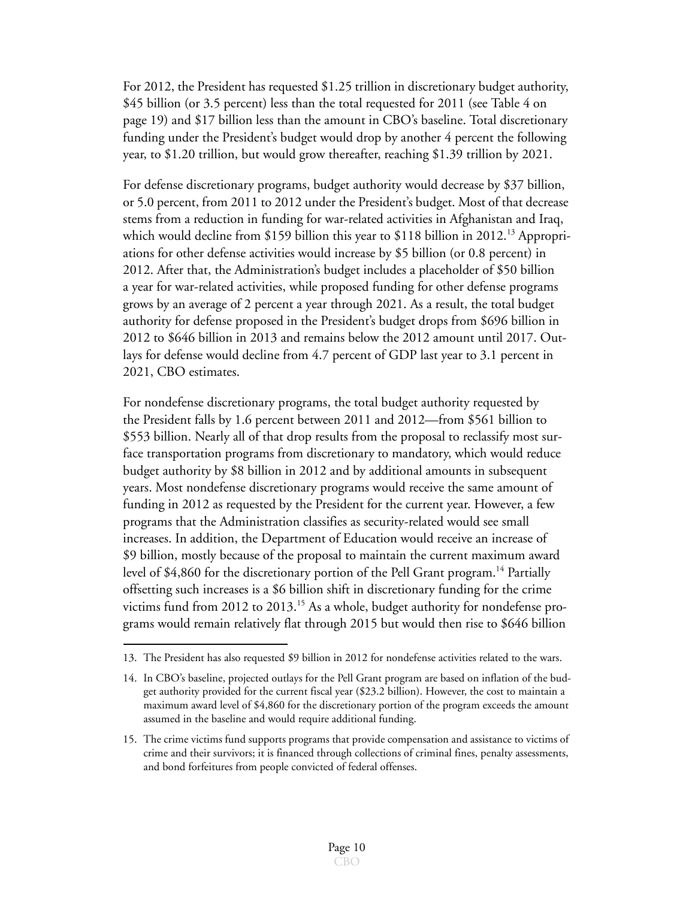For 2012, the President has requested $1.25 trillion in discretionary budget authority, $45 billion (or 3.5 percent) less than the total requested for 2011 (see Table 4 on page 19) and $17 billion less than the amount in CBO's baseline. Total discretionary funding under the President's budget would drop by another 4 percent the following year, to $1.20 trillion, but would grow thereafter, reaching $1.39 trillion by 2021.

For defense discretionary programs, budget authority would decrease by $37 billion, or 5.0 percent, from 2011 to 2012 under the President's budget. Most of that decrease stems from a reduction in funding for war-related activities in Afghanistan and Iraq, which would decline from $159 billion this year to $118 billion in 2012.[13] Appropriations for other defense activities would increase by $5 billion (or 0.8 percent) in 2012. After that, the Administration's budget includes a placeholder of $50 billion a year for war-related activities, while proposed funding for other defense programs grows by an average of 2 percent a year through 2021. As a result, the total budget authority for defense proposed in the President's budget drops from $696 billion in 2012 to $646 billion in 2013 and remains below the 2012 amount until 2017. Outlays for defense would decline from 4.7 percent of GDP last year to 3.1 percent in 2021, CBO estimates.

For nondefense discretionary programs, the total budget authority requested by the President falls by 1.6 percent between 2011 and 2012—from $561 billion to $553 billion. Nearly all of that drop results from the proposal to reclassify most surface transportation programs from discretionary to mandatory, which would reduce budget authority by $8 billion in 2012 and by additional amounts in subsequent years. Most nondefense discretionary programs would receive the same amount of funding in 2012 as requested by the President for the current year. However, a few programs that the Administration classifies as security-related would see small increases. In addition, the Department of Education would receive an increase of $9 billion, mostly because of the proposal to maintain the current maximum award level of $4,860 for the discretionary portion of the Pell Grant program.[14] Partially offsetting such increases is a $6 billion shift in discretionary funding for the crime victims fund from 2012 to 2013.[15] As a whole, budget authority for nondefense programs would remain relatively flat through 2015 but would then rise to $646 billion

---

13. The President has also requested $9 billion in 2012 for nondefense activities related to the wars.

14. In CBO's baseline, projected outlays for the Pell Grant program are based on inflation of the budget authority provided for the current fiscal year ($23.2 billion). However, the cost to maintain a maximum award level of $4,860 for the discretionary portion of the program exceeds the amount assumed in the baseline and would require additional funding.

15. The crime victims fund supports programs that provide compensation and assistance to victims of crime and their survivors; it is financed through collections of criminal fines, penalty assessments, and bond forfeitures from people convicted of federal offenses.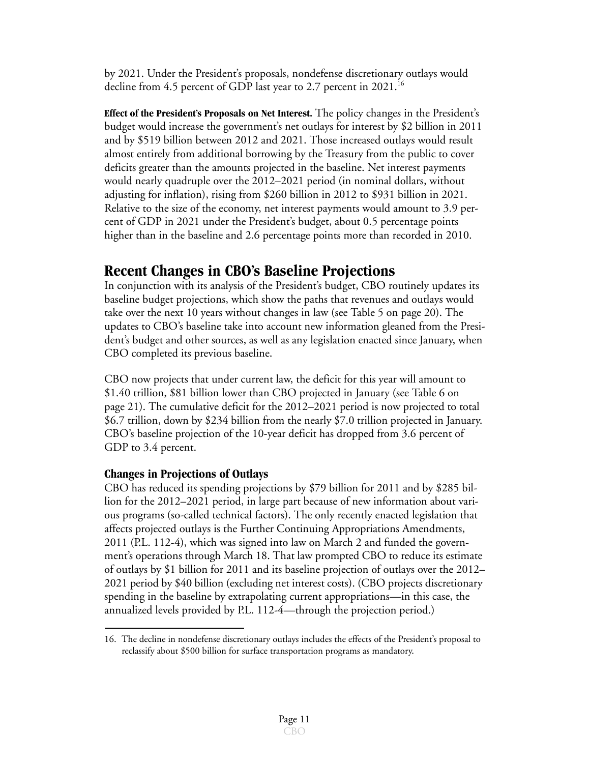by 2021. Under the President's proposals, nondefense discretionary outlays would decline from 4.5 percent of GDP last year to 2.7 percent in 2021.[16]

**Effect of the President's Proposals on Net Interest.** The policy changes in the President's budget would increase the government's net outlays for interest by $2 billion in 2011 and by $519 billion between 2012 and 2021. Those increased outlays would result almost entirely from additional borrowing by the Treasury from the public to cover deficits greater than the amounts projected in the baseline. Net interest payments would nearly quadruple over the 2012–2021 period (in nominal dollars, without adjusting for inflation), rising from $260 billion in 2012 to $931 billion in 2021. Relative to the size of the economy, net interest payments would amount to 3.9 percent of GDP in 2021 under the President's budget, about 0.5 percentage points higher than in the baseline and 2.6 percentage points more than recorded in 2010.

## Recent Changes in CBO's Baseline Projections

In conjunction with its analysis of the President's budget, CBO routinely updates its baseline budget projections, which show the paths that revenues and outlays would take over the next 10 years without changes in law (see Table 5 on page 20). The updates to CBO's baseline take into account new information gleaned from the President's budget and other sources, as well as any legislation enacted since January, when CBO completed its previous baseline.

CBO now projects that under current law, the deficit for this year will amount to $1.40 trillion, $81 billion lower than CBO projected in January (see Table 6 on page 21). The cumulative deficit for the 2012–2021 period is now projected to total $6.7 trillion, down by $234 billion from the nearly $7.0 trillion projected in January. CBO's baseline projection of the 10-year deficit has dropped from 3.6 percent of GDP to 3.4 percent.

### Changes in Projections of Outlays

CBO has reduced its spending projections by $79 billion for 2011 and by $285 billion for the 2012–2021 period, in large part because of new information about various programs (so-called technical factors). The only recently enacted legislation that affects projected outlays is the Further Continuing Appropriations Amendments, 2011 (P.L. 112-4), which was signed into law on March 2 and funded the government's operations through March 18. That law prompted CBO to reduce its estimate of outlays by $1 billion for 2011 and its baseline projection of outlays over the 2012–2021 period by $40 billion (excluding net interest costs). (CBO projects discretionary spending in the baseline by extrapolating current appropriations—in this case, the annualized levels provided by P.L. 112-4—through the projection period.)

---

16. The decline in nondefense discretionary outlays includes the effects of the President's proposal to reclassify about $500 billion for surface transportation programs as mandatory.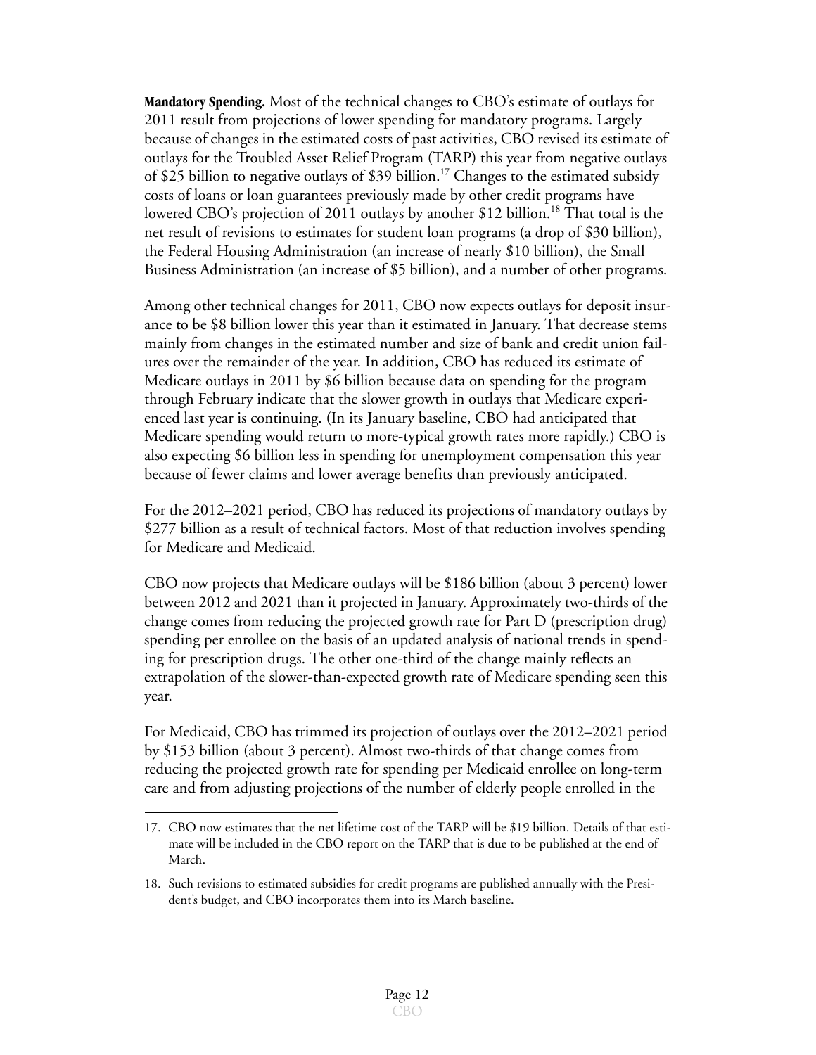**Mandatory Spending.** Most of the technical changes to CBO's estimate of outlays for 2011 result from projections of lower spending for mandatory programs. Largely because of changes in the estimated costs of past activities, CBO revised its estimate of outlays for the Troubled Asset Relief Program (TARP) this year from negative outlays of $25 billion to negative outlays of $39 billion.[17] Changes to the estimated subsidy costs of loans or loan guarantees previously made by other credit programs have lowered CBO's projection of 2011 outlays by another $12 billion.[18] That total is the net result of revisions to estimates for student loan programs (a drop of $30 billion), the Federal Housing Administration (an increase of nearly $10 billion), the Small Business Administration (an increase of $5 billion), and a number of other programs.

Among other technical changes for 2011, CBO now expects outlays for deposit insurance to be $8 billion lower this year than it estimated in January. That decrease stems mainly from changes in the estimated number and size of bank and credit union failures over the remainder of the year. In addition, CBO has reduced its estimate of Medicare outlays in 2011 by $6 billion because data on spending for the program through February indicate that the slower growth in outlays that Medicare experienced last year is continuing. (In its January baseline, CBO had anticipated that Medicare spending would return to more-typical growth rates more rapidly.) CBO is also expecting $6 billion less in spending for unemployment compensation this year because of fewer claims and lower average benefits than previously anticipated.

For the 2012–2021 period, CBO has reduced its projections of mandatory outlays by $277 billion as a result of technical factors. Most of that reduction involves spending for Medicare and Medicaid.

CBO now projects that Medicare outlays will be $186 billion (about 3 percent) lower between 2012 and 2021 than it projected in January. Approximately two-thirds of the change comes from reducing the projected growth rate for Part D (prescription drug) spending per enrollee on the basis of an updated analysis of national trends in spending for prescription drugs. The other one-third of the change mainly reflects an extrapolation of the slower-than-expected growth rate of Medicare spending seen this year.

For Medicaid, CBO has trimmed its projection of outlays over the 2012–2021 period by $153 billion (about 3 percent). Almost two-thirds of that change comes from reducing the projected growth rate for spending per Medicaid enrollee on long-term care and from adjusting projections of the number of elderly people enrolled in the

---

17. CBO now estimates that the net lifetime cost of the TARP will be $19 billion. Details of that estimate will be included in the CBO report on the TARP that is due to be published at the end of March.

18. Such revisions to estimated subsidies for credit programs are published annually with the President's budget, and CBO incorporates them into its March baseline.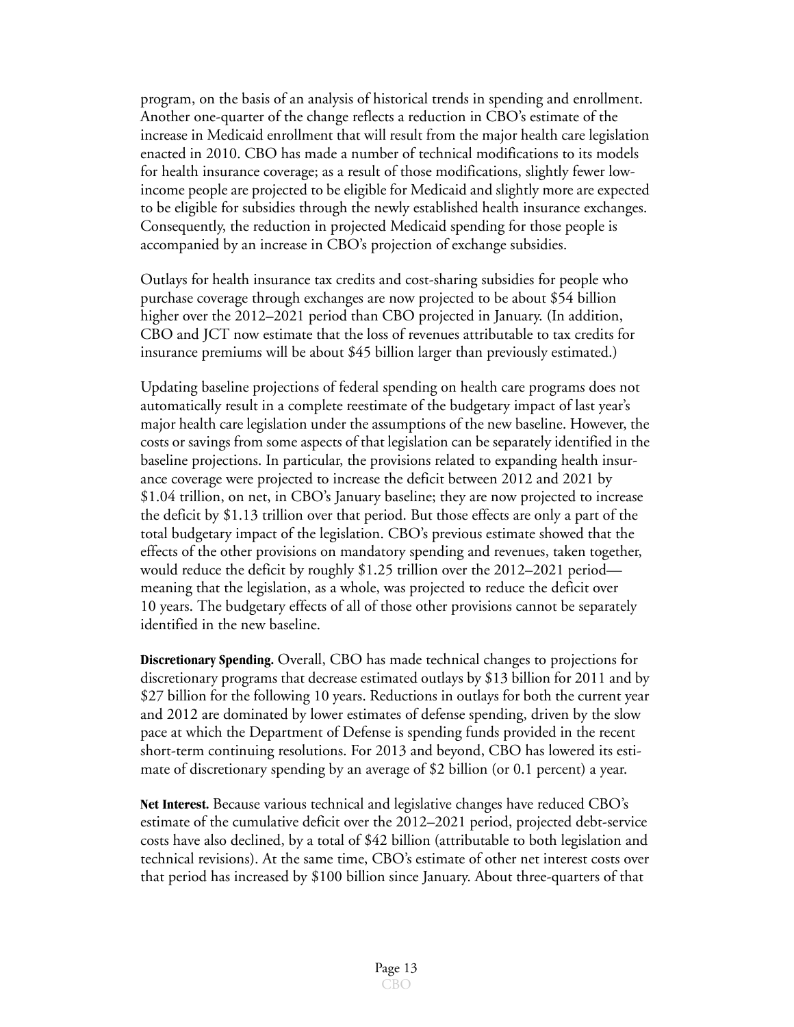program, on the basis of an analysis of historical trends in spending and enrollment. Another one-quarter of the change reflects a reduction in CBO's estimate of the increase in Medicaid enrollment that will result from the major health care legislation enacted in 2010. CBO has made a number of technical modifications to its models for health insurance coverage; as a result of those modifications, slightly fewer low-income people are projected to be eligible for Medicaid and slightly more are expected to be eligible for subsidies through the newly established health insurance exchanges. Consequently, the reduction in projected Medicaid spending for those people is accompanied by an increase in CBO's projection of exchange subsidies.

Outlays for health insurance tax credits and cost-sharing subsidies for people who purchase coverage through exchanges are now projected to be about $54 billion higher over the 2012–2021 period than CBO projected in January. (In addition, CBO and JCT now estimate that the loss of revenues attributable to tax credits for insurance premiums will be about $45 billion larger than previously estimated.)

Updating baseline projections of federal spending on health care programs does not automatically result in a complete reestimate of the budgetary impact of last year's major health care legislation under the assumptions of the new baseline. However, the costs or savings from some aspects of that legislation can be separately identified in the baseline projections. In particular, the provisions related to expanding health insurance coverage were projected to increase the deficit between 2012 and 2021 by $1.04 trillion, on net, in CBO's January baseline; they are now projected to increase the deficit by $1.13 trillion over that period. But those effects are only a part of the total budgetary impact of the legislation. CBO's previous estimate showed that the effects of the other provisions on mandatory spending and revenues, taken together, would reduce the deficit by roughly $1.25 trillion over the 2012–2021 period—meaning that the legislation, as a whole, was projected to reduce the deficit over 10 years. The budgetary effects of all of those other provisions cannot be separately identified in the new baseline.

**Discretionary Spending.** Overall, CBO has made technical changes to projections for discretionary programs that decrease estimated outlays by $13 billion for 2011 and by $27 billion for the following 10 years. Reductions in outlays for both the current year and 2012 are dominated by lower estimates of defense spending, driven by the slow pace at which the Department of Defense is spending funds provided in the recent short-term continuing resolutions. For 2013 and beyond, CBO has lowered its estimate of discretionary spending by an average of $2 billion (or 0.1 percent) a year.

**Net Interest.** Because various technical and legislative changes have reduced CBO's estimate of the cumulative deficit over the 2012–2021 period, projected debt-service costs have also declined, by a total of $42 billion (attributable to both legislation and technical revisions). At the same time, CBO's estimate of other net interest costs over that period has increased by $100 billion since January. About three-quarters of that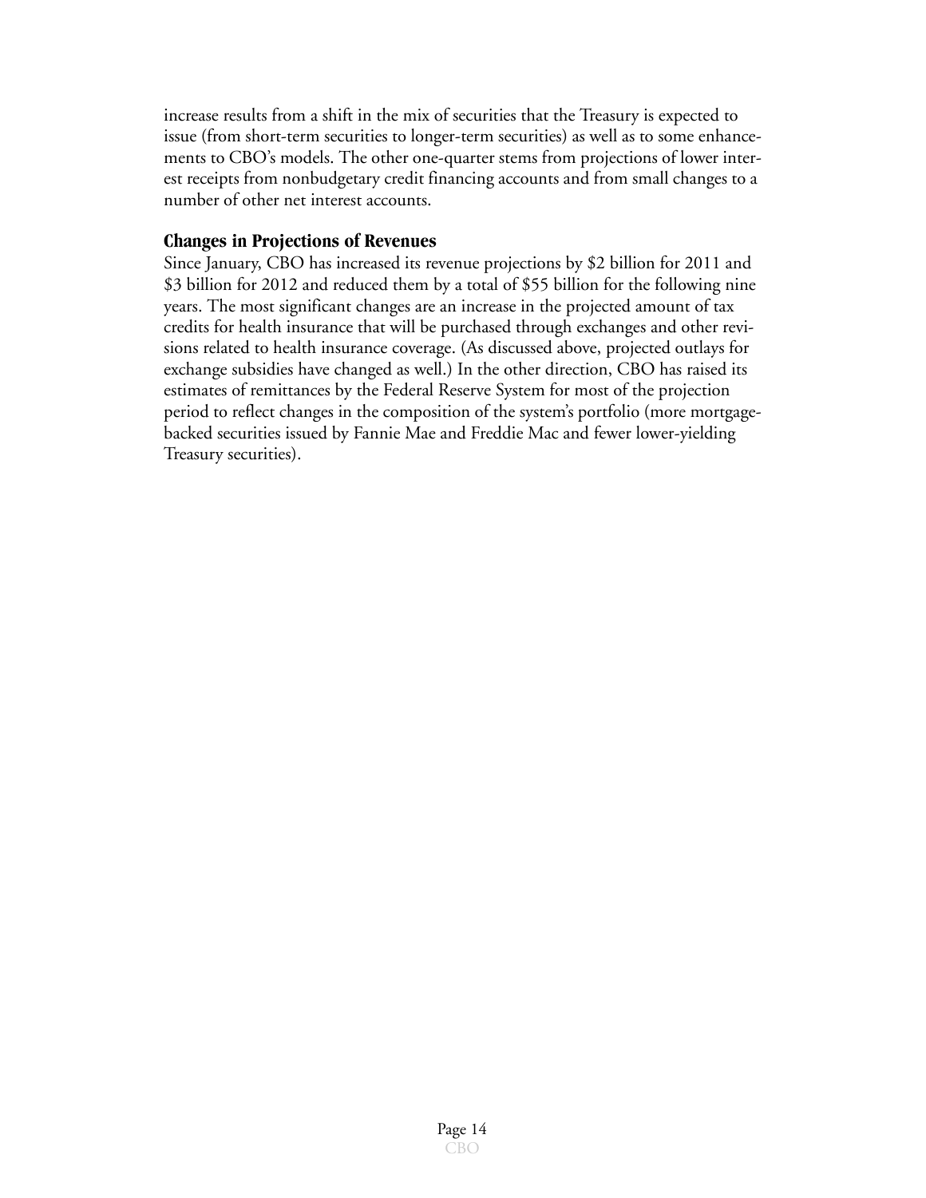increase results from a shift in the mix of securities that the Treasury is expected to issue (from short-term securities to longer-term securities) as well as to some enhancements to CBO's models. The other one-quarter stems from projections of lower interest receipts from nonbudgetary credit financing accounts and from small changes to a number of other net interest accounts.

### Changes in Projections of Revenues

Since January, CBO has increased its revenue projections by $2 billion for 2011 and $3 billion for 2012 and reduced them by a total of $55 billion for the following nine years. The most significant changes are an increase in the projected amount of tax credits for health insurance that will be purchased through exchanges and other revisions related to health insurance coverage. (As discussed above, projected outlays for exchange subsidies have changed as well.) In the other direction, CBO has raised its estimates of remittances by the Federal Reserve System for most of the projection period to reflect changes in the composition of the system's portfolio (more mortgage-backed securities issued by Fannie Mae and Freddie Mac and fewer lower-yielding Treasury securities).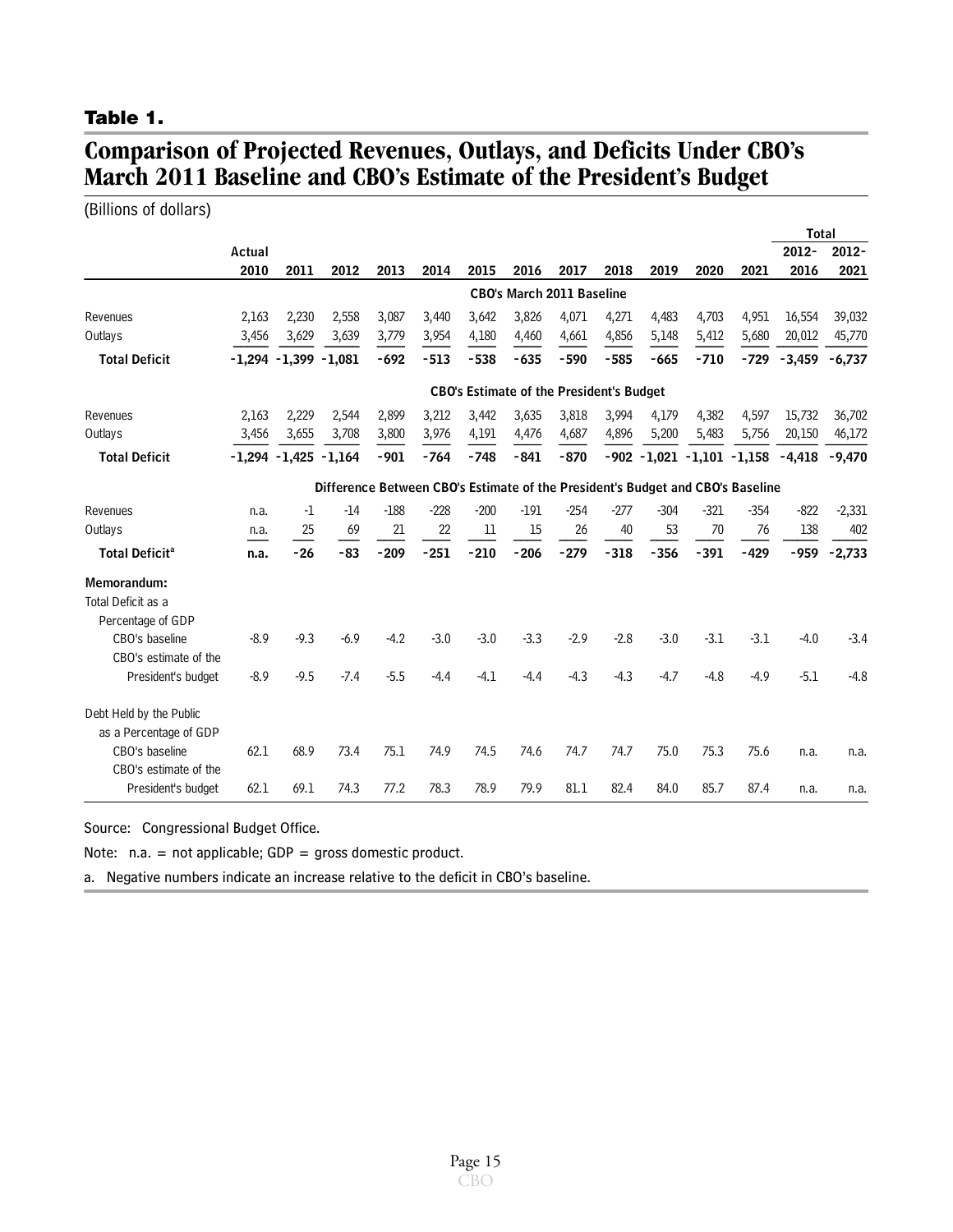## Table 1.

# Comparison of Projected Revenues, Outlays, and Deficits Under CBO's March 2011 Baseline and CBO's Estimate of the President's Budget

(Billions of dollars)

| | Actual 2010 | 2011 | 2012 | 2013 | 2014 | 2015 | 2016 | 2017 | 2018 | 2019 | 2020 | 2021 | Total 2012-2016 | Total 2012-2021 |
|---|---|---|---|---|---|---|---|---|---|---|---|---|---|---|
| **CBO's March 2011 Baseline** | | | | | | | | | | | | | | |
| Revenues | 2,163 | 2,230 | 2,558 | 3,087 | 3,440 | 3,642 | 3,826 | 4,071 | 4,271 | 4,483 | 4,703 | 4,951 | 16,554 | 39,032 |
| Outlays | 3,456 | 3,629 | 3,639 | 3,779 | 3,954 | 4,180 | 4,460 | 4,661 | 4,856 | 5,148 | 5,412 | 5,680 | 20,012 | 45,770 |
| **Total Deficit** | **-1,294** | **-1,399** | **-1,081** | **-692** | **-513** | **-538** | **-635** | **-590** | **-585** | **-665** | **-710** | **-729** | **-3,459** | **-6,737** |
| **CBO's Estimate of the President's Budget** | | | | | | | | | | | | | | |
| Revenues | 2,163 | 2,229 | 2,544 | 2,899 | 3,212 | 3,442 | 3,635 | 3,818 | 3,994 | 4,179 | 4,382 | 4,597 | 15,732 | 36,702 |
| Outlays | 3,456 | 3,655 | 3,708 | 3,800 | 3,976 | 4,191 | 4,476 | 4,687 | 4,896 | 5,200 | 5,483 | 5,756 | 20,150 | 46,172 |
| **Total Deficit** | **-1,294** | **-1,425** | **-1,164** | **-901** | **-764** | **-748** | **-841** | **-870** | **-902** | **-1,021** | **-1,101** | **-1,158** | **-4,418** | **-9,470** |
| **Difference Between CBO's Estimate of the President's Budget and CBO's Baseline** | | | | | | | | | | | | | | |
| Revenues | n.a. | -1 | -14 | -188 | -228 | -200 | -191 | -254 | -277 | -304 | -321 | -354 | -822 | -2,331 |
| Outlays | n.a. | 25 | 69 | 21 | 22 | 11 | 15 | 26 | 40 | 53 | 70 | 76 | 138 | 402 |
| **Total Deficit**[a] | **n.a.** | **-26** | **-83** | **-209** | **-251** | **-210** | **-206** | **-279** | **-318** | **-356** | **-391** | **-429** | **-959** | **-2,733** |
| **Memorandum:** | | | | | | | | | | | | | | |
| Total Deficit as a Percentage of GDP | | | | | | | | | | | | | | |
| CBO's baseline | -8.9 | -9.3 | -6.9 | -4.2 | -3.0 | -3.0 | -3.3 | -2.9 | -2.8 | -3.0 | -3.1 | -3.1 | -4.0 | -3.4 |
| CBO's estimate of the President's budget | -8.9 | -9.5 | -7.4 | -5.5 | -4.4 | -4.1 | -4.4 | -4.3 | -4.3 | -4.7 | -4.8 | -4.9 | -5.1 | -4.8 |
| Debt Held by the Public as a Percentage of GDP | | | | | | | | | | | | | | |
| CBO's baseline | 62.1 | 68.9 | 73.4 | 75.1 | 74.9 | 74.5 | 74.6 | 74.7 | 74.7 | 75.0 | 75.3 | 75.6 | n.a. | n.a. |
| CBO's estimate of the President's budget | 62.1 | 69.1 | 74.3 | 77.2 | 78.3 | 78.9 | 79.9 | 81.1 | 82.4 | 84.0 | 85.7 | 87.4 | n.a. | n.a. |

Source: Congressional Budget Office.

Note: n.a. = not applicable; GDP = gross domestic product.

a. Negative numbers indicate an increase relative to the deficit in CBO's baseline.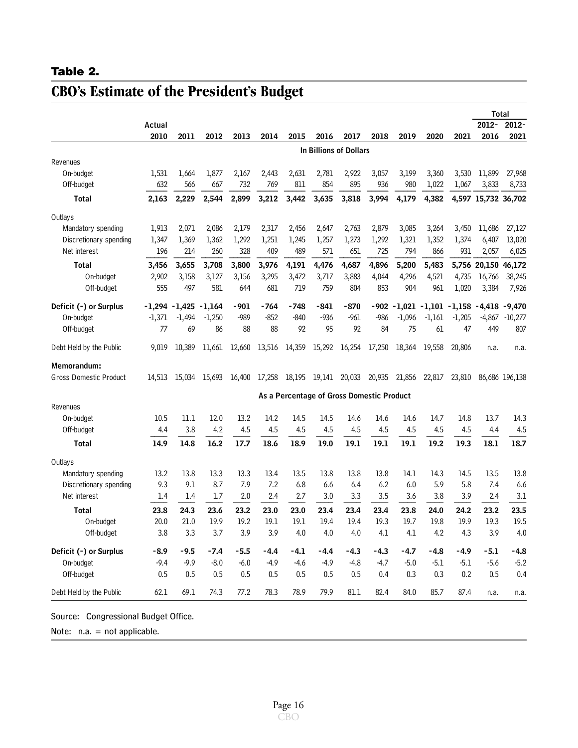## Table 2.

# CBO's Estimate of the President's Budget

| | Actual 2010 | 2011 | 2012 | 2013 | 2014 | 2015 | 2016 | 2017 | 2018 | 2019 | 2020 | 2021 | Total 2012-2016 | Total 2012-2021 |
|---|---|---|---|---|---|---|---|---|---|---|---|---|---|---|
| | **In Billions of Dollars** | | | | | | | | | | | | | |
| Revenues | | | | | | | | | | | | | | |
| On-budget | 1,531 | 1,664 | 1,877 | 2,167 | 2,443 | 2,631 | 2,781 | 2,922 | 3,057 | 3,199 | 3,360 | 3,530 | 11,899 | 27,968 |
| Off-budget | 632 | 566 | 667 | 732 | 769 | 811 | 854 | 895 | 936 | 980 | 1,022 | 1,067 | 3,833 | 8,733 |
| **Total** | **2,163** | **2,229** | **2,544** | **2,899** | **3,212** | **3,442** | **3,635** | **3,818** | **3,994** | **4,179** | **4,382** | **4,597** | **15,732** | **36,702** |
| Outlays | | | | | | | | | | | | | | |
| Mandatory spending | 1,913 | 2,071 | 2,086 | 2,179 | 2,317 | 2,456 | 2,647 | 2,763 | 2,879 | 3,085 | 3,264 | 3,450 | 11,686 | 27,127 |
| Discretionary spending | 1,347 | 1,369 | 1,362 | 1,292 | 1,251 | 1,245 | 1,257 | 1,273 | 1,292 | 1,321 | 1,352 | 1,374 | 6,407 | 13,020 |
| Net interest | 196 | 214 | 260 | 328 | 409 | 489 | 571 | 651 | 725 | 794 | 866 | 931 | 2,057 | 6,025 |
| **Total** | **3,456** | **3,655** | **3,708** | **3,800** | **3,976** | **4,191** | **4,476** | **4,687** | **4,896** | **5,200** | **5,483** | **5,756** | **20,150** | **46,172** |
| On-budget | 2,902 | 3,158 | 3,127 | 3,156 | 3,295 | 3,472 | 3,717 | 3,883 | 4,044 | 4,296 | 4,521 | 4,735 | 16,766 | 38,245 |
| Off-budget | 555 | 497 | 581 | 644 | 681 | 719 | 759 | 804 | 853 | 904 | 961 | 1,020 | 3,384 | 7,926 |
| **Deficit (-) or Surplus** | **-1,294** | **-1,425** | **-1,164** | **-901** | **-764** | **-748** | **-841** | **-870** | **-902** | **-1,021** | **-1,101** | **-1,158** | **-4,418** | **-9,470** |
| On-budget | -1,371 | -1,494 | -1,250 | -989 | -852 | -840 | -936 | -961 | -986 | -1,096 | -1,161 | -1,205 | -4,867 | -10,277 |
| Off-budget | 77 | 69 | 86 | 88 | 88 | 92 | 95 | 92 | 84 | 75 | 61 | 47 | 449 | 807 |
| Debt Held by the Public | 9,019 | 10,389 | 11,661 | 12,660 | 13,516 | 14,359 | 15,292 | 16,254 | 17,250 | 18,364 | 19,558 | 20,806 | n.a. | n.a. |
| **Memorandum:** | | | | | | | | | | | | | | |
| Gross Domestic Product | 14,513 | 15,034 | 15,693 | 16,400 | 17,258 | 18,195 | 19,141 | 20,033 | 20,935 | 21,856 | 22,817 | 23,810 | 86,686 | 196,138 |
| | **As a Percentage of Gross Domestic Product** | | | | | | | | | | | | | |
| Revenues | | | | | | | | | | | | | | |
| On-budget | 10.5 | 11.1 | 12.0 | 13.2 | 14.2 | 14.5 | 14.5 | 14.6 | 14.6 | 14.6 | 14.7 | 14.8 | 13.7 | 14.3 |
| Off-budget | 4.4 | 3.8 | 4.2 | 4.5 | 4.5 | 4.5 | 4.5 | 4.5 | 4.5 | 4.5 | 4.5 | 4.5 | 4.4 | 4.5 |
| **Total** | **14.9** | **14.8** | **16.2** | **17.7** | **18.6** | **18.9** | **19.0** | **19.1** | **19.1** | **19.1** | **19.2** | **19.3** | **18.1** | **18.7** |
| Outlays | | | | | | | | | | | | | | |
| Mandatory spending | 13.2 | 13.8 | 13.3 | 13.3 | 13.4 | 13.5 | 13.8 | 13.8 | 13.8 | 14.1 | 14.3 | 14.5 | 13.5 | 13.8 |
| Discretionary spending | 9.3 | 9.1 | 8.7 | 7.9 | 7.2 | 6.8 | 6.6 | 6.4 | 6.2 | 6.0 | 5.9 | 5.8 | 7.4 | 6.6 |
| Net interest | 1.4 | 1.4 | 1.7 | 2.0 | 2.4 | 2.7 | 3.0 | 3.3 | 3.5 | 3.6 | 3.8 | 3.9 | 2.4 | 3.1 |
| **Total** | **23.8** | **24.3** | **23.6** | **23.2** | **23.0** | **23.0** | **23.4** | **23.4** | **23.4** | **23.8** | **24.0** | **24.2** | **23.2** | **23.5** |
| On-budget | 20.0 | 21.0 | 19.9 | 19.2 | 19.1 | 19.1 | 19.4 | 19.4 | 19.3 | 19.7 | 19.8 | 19.9 | 19.3 | 19.5 |
| Off-budget | 3.8 | 3.3 | 3.7 | 3.9 | 3.9 | 4.0 | 4.0 | 4.0 | 4.1 | 4.1 | 4.2 | 4.3 | 3.9 | 4.0 |
| **Deficit (-) or Surplus** | **-8.9** | **-9.5** | **-7.4** | **-5.5** | **-4.4** | **-4.1** | **-4.4** | **-4.3** | **-4.3** | **-4.7** | **-4.8** | **-4.9** | **-5.1** | **-4.8** |
| On-budget | -9.4 | -9.9 | -8.0 | -6.0 | -4.9 | -4.6 | -4.9 | -4.8 | -4.7 | -5.0 | -5.1 | -5.1 | -5.6 | -5.2 |
| Off-budget | 0.5 | 0.5 | 0.5 | 0.5 | 0.5 | 0.5 | 0.5 | 0.5 | 0.4 | 0.3 | 0.3 | 0.2 | 0.5 | 0.4 |
| Debt Held by the Public | 62.1 | 69.1 | 74.3 | 77.2 | 78.3 | 78.9 | 79.9 | 81.1 | 82.4 | 84.0 | 85.7 | 87.4 | n.a. | n.a. |

Source: Congressional Budget Office.

Note: n.a. = not applicable.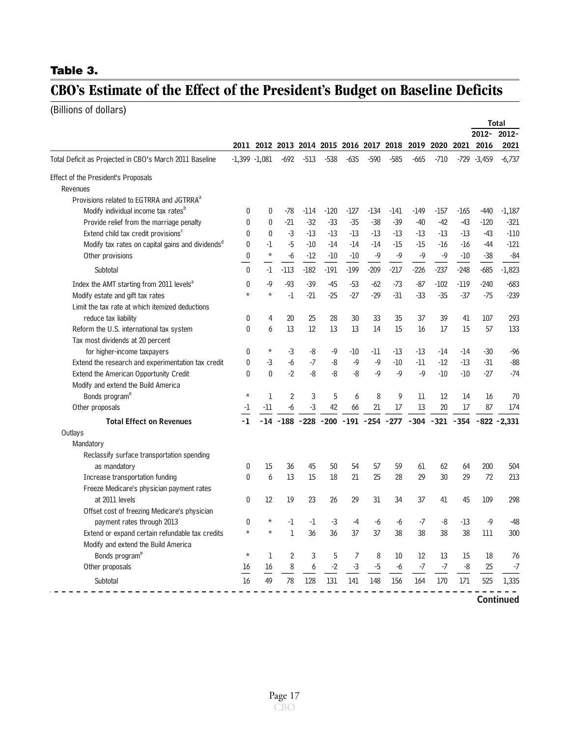## Table 3.

# CBO's Estimate of the Effect of the President's Budget on Baseline Deficits

(Billions of dollars)

| | 2011 | 2012 | 2013 | 2014 | 2015 | 2016 | 2017 | 2018 | 2019 | 2020 | 2021 | Total 2012-2016 | Total 2012-2021 |
|---|---|---|---|---|---|---|---|---|---|---|---|---|---|
| Total Deficit as Projected in CBO's March 2011 Baseline | -1,399 | -1,081 | -692 | -513 | -538 | -635 | -590 | -585 | -665 | -710 | -729 | -3,459 | -6,737 |
| **Effect of the President's Proposals** | | | | | | | | | | | | | |
| Revenues | | | | | | | | | | | | | |
| Provisions related to EGTRRA and JGTRRA[a] | | | | | | | | | | | | | |
| Modify individual income tax rates[b] | 0 | 0 | -78 | -114 | -120 | -127 | -134 | -141 | -149 | -157 | -165 | -440 | -1,187 |
| Provide relief from the marriage penalty | 0 | 0 | -21 | -32 | -33 | -35 | -38 | -39 | -40 | -42 | -43 | -120 | -321 |
| Extend child tax credit provisions[c] | 0 | 0 | -3 | -13 | -13 | -13 | -13 | -13 | -13 | -13 | -13 | -43 | -110 |
| Modify tax rates on capital gains and dividends[d] | 0 | -1 | -5 | -10 | -14 | -14 | -14 | -15 | -15 | -16 | -16 | -44 | -121 |
| Other provisions | 0 | * | -6 | -12 | -10 | -10 | -9 | -9 | -9 | -9 | -10 | -38 | -84 |
| Subtotal | 0 | -1 | -113 | -182 | -191 | -199 | -209 | -217 | -226 | -237 | -248 | -685 | -1,823 |
| Index the AMT starting from 2011 levels[a] | 0 | -9 | -93 | -39 | -45 | -53 | -62 | -73 | -87 | -102 | -119 | -240 | -683 |
| Modify estate and gift tax rates | * | * | -1 | -21 | -25 | -27 | -29 | -31 | -33 | -35 | -37 | -75 | -239 |
| Limit the tax rate at which itemized deductions reduce tax liability | 0 | 4 | 20 | 25 | 28 | 30 | 33 | 35 | 37 | 39 | 41 | 107 | 293 |
| Reform the U.S. international tax system | 0 | 6 | 13 | 12 | 13 | 13 | 14 | 15 | 16 | 17 | 15 | 57 | 133 |
| Tax most dividends at 20 percent for higher-income taxpayers | 0 | * | -3 | -8 | -9 | -10 | -11 | -13 | -13 | -14 | -14 | -30 | -96 |
| Extend the research and experimentation tax credit | 0 | -3 | -6 | -7 | -8 | -9 | -9 | -10 | -11 | -12 | -13 | -31 | -88 |
| Extend the American Opportunity Credit | 0 | 0 | -2 | -8 | -8 | -8 | -9 | -9 | -9 | -10 | -10 | -27 | -74 |
| Modify and extend the Build America Bonds program[e] | * | 1 | 2 | 3 | 5 | 6 | 8 | 9 | 11 | 12 | 14 | 16 | 70 |
| Other proposals | -1 | -11 | -6 | -3 | 42 | 66 | 21 | 17 | 13 | 20 | 17 | 87 | 174 |
| **Total Effect on Revenues** | **-1** | **-14** | **-188** | **-228** | **-200** | **-191** | **-254** | **-277** | **-304** | **-321** | **-354** | **-822** | **-2,331** |
| Outlays | | | | | | | | | | | | | |
| Mandatory | | | | | | | | | | | | | |
| Reclassify surface transportation spending as mandatory | 0 | 15 | 36 | 45 | 50 | 54 | 57 | 59 | 61 | 62 | 64 | 200 | 504 |
| Increase transportation funding | 0 | 6 | 13 | 15 | 18 | 21 | 25 | 28 | 29 | 30 | 29 | 72 | 213 |
| Freeze Medicare's physician payment rates at 2011 levels | 0 | 12 | 19 | 23 | 26 | 29 | 31 | 34 | 37 | 41 | 45 | 109 | 298 |
| Offset cost of freezing Medicare's physician payment rates through 2013 | 0 | * | -1 | -1 | -3 | -4 | -6 | -6 | -7 | -8 | -13 | -9 | -48 |
| Extend or expand certain refundable tax credits | * | * | 1 | 36 | 36 | 37 | 37 | 38 | 38 | 38 | 38 | 111 | 300 |
| Modify and extend the Build America Bonds program[e] | * | 1 | 2 | 3 | 5 | 7 | 8 | 10 | 12 | 13 | 15 | 18 | 76 |
| Other proposals | 16 | 16 | 8 | 6 | -2 | -3 | -5 | -6 | -7 | -7 | -8 | 25 | -7 |
| Subtotal | 16 | 49 | 78 | 128 | 131 | 141 | 148 | 156 | 164 | 170 | 171 | 525 | 1,335 |

**Continued**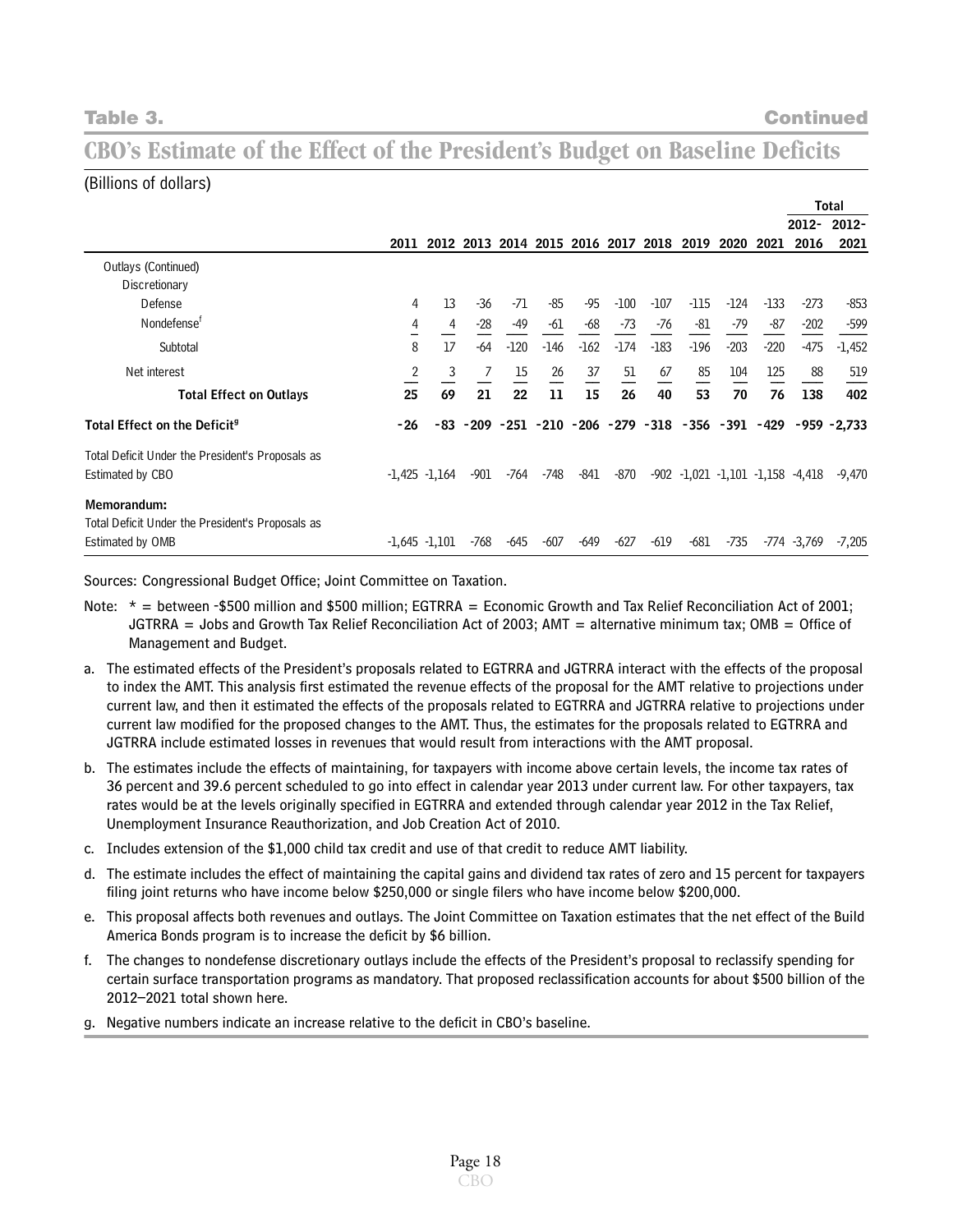**Table 3.** **Continued**

## CBO's Estimate of the Effect of the President's Budget on Baseline Deficits

(Billions of dollars)

| | 2011 | 2012 | 2013 | 2014 | 2015 | 2016 | 2017 | 2018 | 2019 | 2020 | 2021 | Total 2012-2016 | Total 2012-2021 |
|---|---|---|---|---|---|---|---|---|---|---|---|---|---|
| Outlays (Continued) | | | | | | | | | | | | | |
| Discretionary | | | | | | | | | | | | | |
| Defense | 4 | 13 | -36 | -71 | -85 | -95 | -100 | -107 | -115 | -124 | -133 | -273 | -853 |
| Nondefense[f] | 4 | 4 | -28 | -49 | -61 | -68 | -73 | -76 | -81 | -79 | -87 | -202 | -599 |
| Subtotal | 8 | 17 | -64 | -120 | -146 | -162 | -174 | -183 | -196 | -203 | -220 | -475 | -1,452 |
| Net interest | 2 | 3 | 7 | 15 | 26 | 37 | 51 | 67 | 85 | 104 | 125 | 88 | 519 |
| **Total Effect on Outlays** | **25** | **69** | **21** | **22** | **11** | **15** | **26** | **40** | **53** | **70** | **76** | **138** | **402** |
| **Total Effect on the Deficit[g]** | **-26** | **-83** | **-209** | **-251** | **-210** | **-206** | **-279** | **-318** | **-356** | **-391** | **-429** | **-959** | **-2,733** |
| Total Deficit Under the President's Proposals as Estimated by CBO | -1,425 | -1,164 | -901 | -764 | -748 | -841 | -870 | -902 | -1,021 | -1,101 | -1,158 | -4,418 | -9,470 |
| **Memorandum:** | | | | | | | | | | | | | |
| Total Deficit Under the President's Proposals as Estimated by OMB | -1,645 | -1,101 | -768 | -645 | -607 | -649 | -627 | -619 | -681 | -735 | -774 | -3,769 | -7,205 |

Sources: Congressional Budget Office; Joint Committee on Taxation.

Note: * = between -$500 million and $500 million; EGTRRA = Economic Growth and Tax Relief Reconciliation Act of 2001; JGTRRA = Jobs and Growth Tax Relief Reconciliation Act of 2003; AMT = alternative minimum tax; OMB = Office of Management and Budget.

a. The estimated effects of the President's proposals related to EGTRRA and JGTRRA interact with the effects of the proposal to index the AMT. This analysis first estimated the revenue effects of the proposal for the AMT relative to projections under current law, and then it estimated the effects of the proposals related to EGTRRA and JGTRRA relative to projections under current law modified for the proposed changes to the AMT. Thus, the estimates for the proposals related to EGTRRA and JGTRRA include estimated losses in revenues that would result from interactions with the AMT proposal.

b. The estimates include the effects of maintaining, for taxpayers with income above certain levels, the income tax rates of 36 percent and 39.6 percent scheduled to go into effect in calendar year 2013 under current law. For other taxpayers, tax rates would be at the levels originally specified in EGTRRA and extended through calendar year 2012 in the Tax Relief, Unemployment Insurance Reauthorization, and Job Creation Act of 2010.

c. Includes extension of the $1,000 child tax credit and use of that credit to reduce AMT liability.

d. The estimate includes the effect of maintaining the capital gains and dividend tax rates of zero and 15 percent for taxpayers filing joint returns who have income below $250,000 or single filers who have income below $200,000.

e. This proposal affects both revenues and outlays. The Joint Committee on Taxation estimates that the net effect of the Build America Bonds program is to increase the deficit by $6 billion.

f. The changes to nondefense discretionary outlays include the effects of the President's proposal to reclassify spending for certain surface transportation programs as mandatory. That proposed reclassification accounts for about $500 billion of the 2012–2021 total shown here.

g. Negative numbers indicate an increase relative to the deficit in CBO's baseline.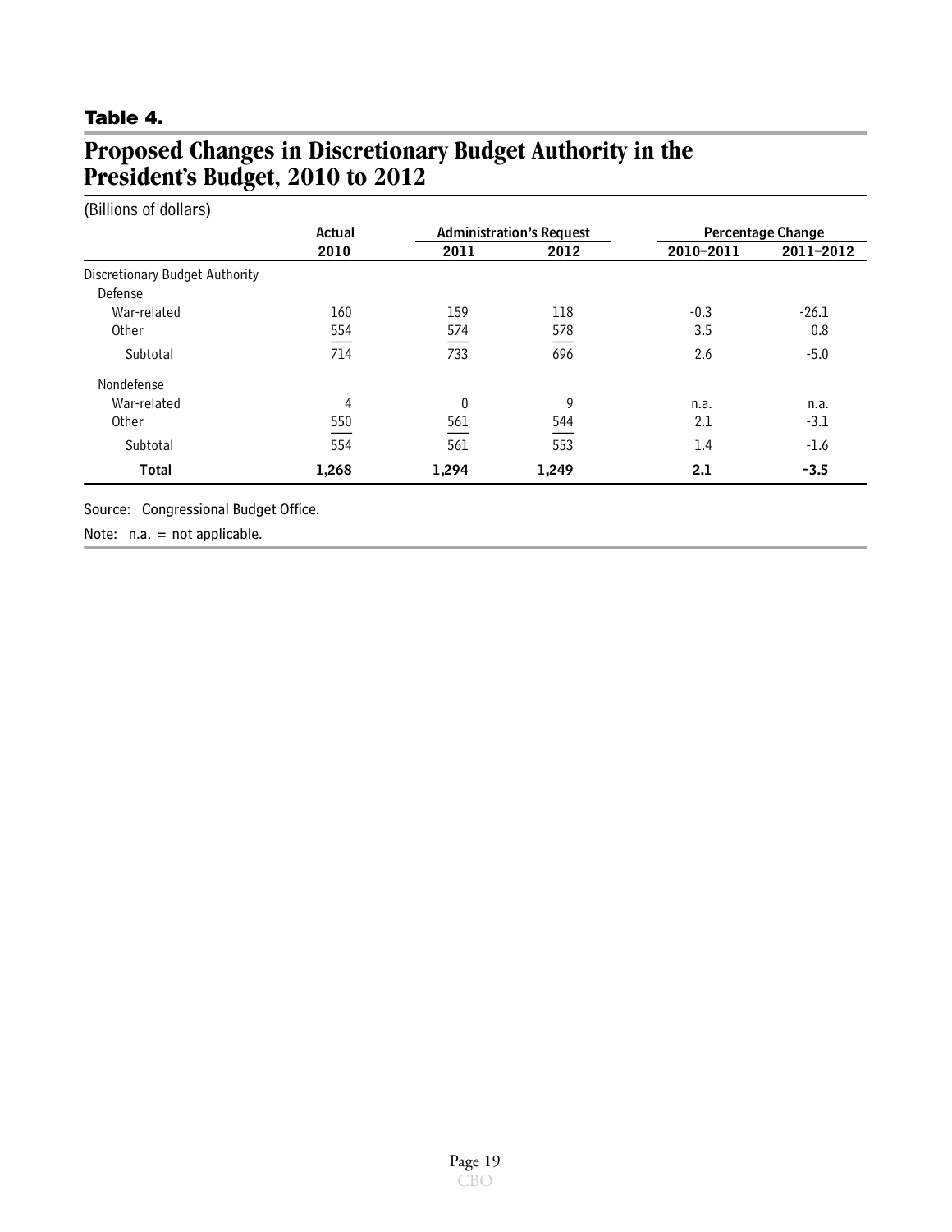**Table 4.**

## Proposed Changes in Discretionary Budget Authority in the President's Budget, 2010 to 2012

(Billions of dollars)

| | Actual | Administration's Request | | Percentage Change | |
|---|---|---|---|---|---|
| | 2010 | 2011 | 2012 | 2010–2011 | 2011–2012 |
| Discretionary Budget Authority | | | | | |
| Defense | | | | | |
| War-related | 160 | 159 | 118 | -0.3 | -26.1 |
| Other | 554 | 574 | 578 | 3.5 | 0.8 |
| Subtotal | 714 | 733 | 696 | 2.6 | -5.0 |
| Nondefense | | | | | |
| War-related | 4 | 0 | 9 | n.a. | n.a. |
| Other | 550 | 561 | 544 | 2.1 | -3.1 |
| Subtotal | 554 | 561 | 553 | 1.4 | -1.6 |
| **Total** | **1,268** | **1,294** | **1,249** | **2.1** | **-3.5** |

Source: Congressional Budget Office.

Note: n.a. = not applicable.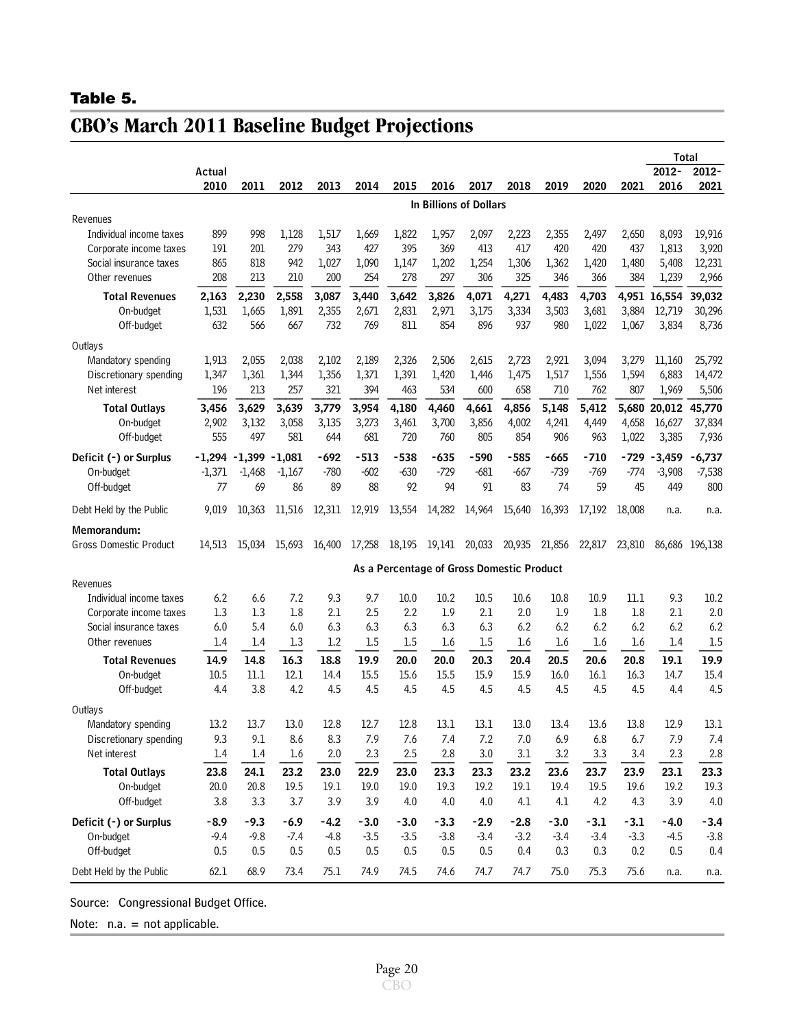**Table 5.**

# CBO's March 2011 Baseline Budget Projections

| | Actual 2010 | 2011 | 2012 | 2013 | 2014 | 2015 | 2016 | 2017 | 2018 | 2019 | 2020 | 2021 | Total 2012-2016 | Total 2012-2021 |
|---|---|---|---|---|---|---|---|---|---|---|---|---|---|---|
| | | | | | | | **In Billions of Dollars** | | | | | | | |
| Revenues | | | | | | | | | | | | | | |
| Individual income taxes | 899 | 998 | 1,128 | 1,517 | 1,669 | 1,822 | 1,957 | 2,097 | 2,223 | 2,355 | 2,497 | 2,650 | 8,093 | 19,916 |
| Corporate income taxes | 191 | 201 | 279 | 343 | 427 | 395 | 369 | 413 | 417 | 420 | 420 | 437 | 1,813 | 3,920 |
| Social insurance taxes | 865 | 818 | 942 | 1,027 | 1,090 | 1,147 | 1,202 | 1,254 | 1,306 | 1,362 | 1,420 | 1,480 | 5,408 | 12,231 |
| Other revenues | 208 | 213 | 210 | 200 | 254 | 278 | 297 | 306 | 325 | 346 | 366 | 384 | 1,239 | 2,966 |
| **Total Revenues** | **2,163** | **2,230** | **2,558** | **3,087** | **3,440** | **3,642** | **3,826** | **4,071** | **4,271** | **4,483** | **4,703** | **4,951** | **16,554** | **39,032** |
| On-budget | 1,531 | 1,665 | 1,891 | 2,355 | 2,671 | 2,831 | 2,971 | 3,175 | 3,334 | 3,503 | 3,681 | 3,884 | 12,719 | 30,296 |
| Off-budget | 632 | 566 | 667 | 732 | 769 | 811 | 854 | 896 | 937 | 980 | 1,022 | 1,067 | 3,834 | 8,736 |
| Outlays | | | | | | | | | | | | | | |
| Mandatory spending | 1,913 | 2,055 | 2,038 | 2,102 | 2,189 | 2,326 | 2,506 | 2,615 | 2,723 | 2,921 | 3,094 | 3,279 | 11,160 | 25,792 |
| Discretionary spending | 1,347 | 1,361 | 1,344 | 1,356 | 1,371 | 1,391 | 1,420 | 1,446 | 1,475 | 1,517 | 1,556 | 1,594 | 6,883 | 14,472 |
| Net interest | 196 | 213 | 257 | 321 | 394 | 463 | 534 | 600 | 658 | 710 | 762 | 807 | 1,969 | 5,506 |
| **Total Outlays** | **3,456** | **3,629** | **3,639** | **3,779** | **3,954** | **4,180** | **4,460** | **4,661** | **4,856** | **5,148** | **5,412** | **5,680** | **20,012** | **45,770** |
| On-budget | 2,902 | 3,132 | 3,058 | 3,135 | 3,273 | 3,461 | 3,700 | 3,856 | 4,002 | 4,241 | 4,449 | 4,658 | 16,627 | 37,834 |
| Off-budget | 555 | 497 | 581 | 644 | 681 | 720 | 760 | 805 | 854 | 906 | 963 | 1,022 | 3,385 | 7,936 |
| **Deficit (-) or Surplus** | **-1,294** | **-1,399** | **-1,081** | **-692** | **-513** | **-538** | **-635** | **-590** | **-585** | **-665** | **-710** | **-729** | **-3,459** | **-6,737** |
| On-budget | -1,371 | -1,468 | -1,167 | -780 | -602 | -630 | -729 | -681 | -667 | -739 | -769 | -774 | -3,908 | -7,538 |
| Off-budget | 77 | 69 | 86 | 89 | 88 | 92 | 94 | 91 | 83 | 74 | 59 | 45 | 449 | 800 |
| Debt Held by the Public | 9,019 | 10,363 | 11,516 | 12,311 | 12,919 | 13,554 | 14,282 | 14,964 | 15,640 | 16,393 | 17,192 | 18,008 | n.a. | n.a. |
| **Memorandum:** | | | | | | | | | | | | | | |
| Gross Domestic Product | 14,513 | 15,034 | 15,693 | 16,400 | 17,258 | 18,195 | 19,141 | 20,033 | 20,935 | 21,856 | 22,817 | 23,810 | 86,686 | 196,138 |
| | | | | | | | **As a Percentage of Gross Domestic Product** | | | | | | | |
| Revenues | | | | | | | | | | | | | | |
| Individual income taxes | 6.2 | 6.6 | 7.2 | 9.3 | 9.7 | 10.0 | 10.2 | 10.5 | 10.6 | 10.8 | 10.9 | 11.1 | 9.3 | 10.2 |
| Corporate income taxes | 1.3 | 1.3 | 1.8 | 2.1 | 2.5 | 2.2 | 1.9 | 2.1 | 2.0 | 1.9 | 1.8 | 1.8 | 2.1 | 2.0 |
| Social insurance taxes | 6.0 | 5.4 | 6.0 | 6.3 | 6.3 | 6.3 | 6.3 | 6.3 | 6.2 | 6.2 | 6.2 | 6.2 | 6.2 | 6.2 |
| Other revenues | 1.4 | 1.4 | 1.3 | 1.2 | 1.5 | 1.5 | 1.6 | 1.5 | 1.6 | 1.6 | 1.6 | 1.6 | 1.4 | 1.5 |
| **Total Revenues** | **14.9** | **14.8** | **16.3** | **18.8** | **19.9** | **20.0** | **20.0** | **20.3** | **20.4** | **20.5** | **20.6** | **20.8** | **19.1** | **19.9** |
| On-budget | 10.5 | 11.1 | 12.1 | 14.4 | 15.5 | 15.6 | 15.5 | 15.9 | 15.9 | 16.0 | 16.1 | 16.3 | 14.7 | 15.4 |
| Off-budget | 4.4 | 3.8 | 4.2 | 4.5 | 4.5 | 4.5 | 4.5 | 4.5 | 4.5 | 4.5 | 4.5 | 4.5 | 4.4 | 4.5 |
| Outlays | | | | | | | | | | | | | | |
| Mandatory spending | 13.2 | 13.7 | 13.0 | 12.8 | 12.7 | 12.8 | 13.1 | 13.1 | 13.0 | 13.4 | 13.6 | 13.8 | 12.9 | 13.1 |
| Discretionary spending | 9.3 | 9.1 | 8.6 | 8.3 | 7.9 | 7.6 | 7.4 | 7.2 | 7.0 | 6.9 | 6.8 | 6.7 | 7.9 | 7.4 |
| Net interest | 1.4 | 1.4 | 1.6 | 2.0 | 2.3 | 2.5 | 2.8 | 3.0 | 3.1 | 3.2 | 3.3 | 3.4 | 2.3 | 2.8 |
| **Total Outlays** | **23.8** | **24.1** | **23.2** | **23.0** | **22.9** | **23.0** | **23.3** | **23.3** | **23.2** | **23.6** | **23.7** | **23.9** | **23.1** | **23.3** |
| On-budget | 20.0 | 20.8 | 19.5 | 19.1 | 19.0 | 19.0 | 19.3 | 19.2 | 19.1 | 19.4 | 19.5 | 19.6 | 19.2 | 19.3 |
| Off-budget | 3.8 | 3.3 | 3.7 | 3.9 | 3.9 | 4.0 | 4.0 | 4.0 | 4.1 | 4.1 | 4.2 | 4.3 | 3.9 | 4.0 |
| **Deficit (-) or Surplus** | **-8.9** | **-9.3** | **-6.9** | **-4.2** | **-3.0** | **-3.0** | **-3.3** | **-2.9** | **-2.8** | **-3.0** | **-3.1** | **-3.1** | **-4.0** | **-3.4** |
| On-budget | -9.4 | -9.8 | -7.4 | -4.8 | -3.5 | -3.5 | -3.8 | -3.4 | -3.2 | -3.4 | -3.4 | -3.3 | -4.5 | -3.8 |
| Off-budget | 0.5 | 0.5 | 0.5 | 0.5 | 0.5 | 0.5 | 0.5 | 0.5 | 0.4 | 0.3 | 0.3 | 0.2 | 0.5 | 0.4 |
| Debt Held by the Public | 62.1 | 68.9 | 73.4 | 75.1 | 74.9 | 74.5 | 74.6 | 74.7 | 74.7 | 75.0 | 75.3 | 75.6 | n.a. | n.a. |

Source: Congressional Budget Office.

Note: n.a. = not applicable.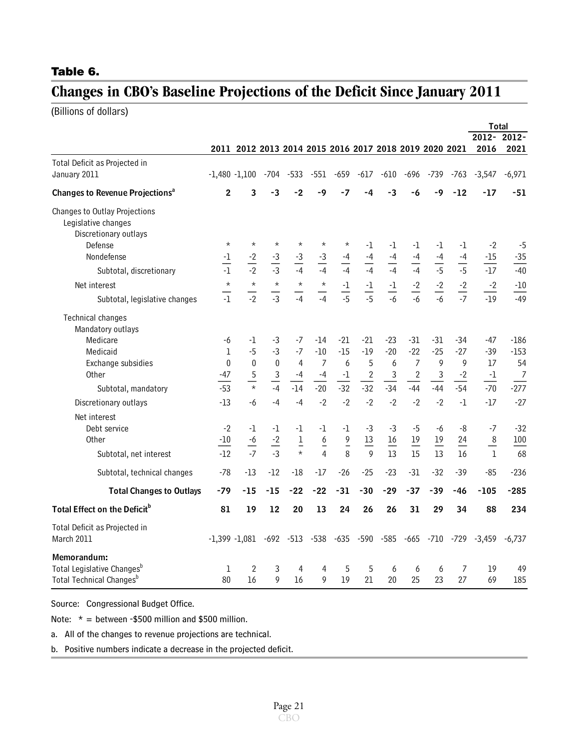**Table 6.**

# Changes in CBO's Baseline Projections of the Deficit Since January 2011

(Billions of dollars)

| | 2011 | 2012 | 2013 | 2014 | 2015 | 2016 | 2017 | 2018 | 2019 | 2020 | 2021 | Total 2012-2016 | Total 2012-2021 |
|---|---|---|---|---|---|---|---|---|---|---|---|---|---|
| Total Deficit as Projected in January 2011 | -1,480 | -1,100 | -704 | -533 | -551 | -659 | -617 | -610 | -696 | -739 | -763 | -3,547 | -6,971 |
| **Changes to Revenue Projections[a]** | **2** | **3** | **-3** | **-2** | **-9** | **-7** | **-4** | **-3** | **-6** | **-9** | **-12** | **-17** | **-51** |
| Changes to Outlay Projections | | | | | | | | | | | | | |
| Legislative changes | | | | | | | | | | | | | |
| Discretionary outlays | | | | | | | | | | | | | |
| Defense | * | * | * | * | * | * | -1 | -1 | -1 | -1 | -1 | -2 | -5 |
| Nondefense | -1 | -2 | -3 | -3 | -3 | -4 | -4 | -4 | -4 | -4 | -4 | -15 | -35 |
| Subtotal, discretionary | -1 | -2 | -3 | -4 | -4 | -4 | -4 | -4 | -4 | -5 | -5 | -17 | -40 |
| Net interest | * | * | * | * | * | -1 | -1 | -1 | -2 | -2 | -2 | -2 | -10 |
| Subtotal, legislative changes | -1 | -2 | -3 | -4 | -4 | -5 | -5 | -6 | -6 | -6 | -7 | -19 | -49 |
| Technical changes | | | | | | | | | | | | | |
| Mandatory outlays | | | | | | | | | | | | | |
| Medicare | -6 | -1 | -3 | -7 | -14 | -21 | -21 | -23 | -31 | -31 | -34 | -47 | -186 |
| Medicaid | 1 | -5 | -3 | -7 | -10 | -15 | -19 | -20 | -22 | -25 | -27 | -39 | -153 |
| Exchange subsidies | 0 | 0 | 0 | 4 | 7 | 6 | 5 | 6 | 7 | 9 | 9 | 17 | 54 |
| Other | -47 | 5 | 3 | -4 | -4 | -1 | 2 | 3 | 2 | 3 | -2 | -1 | 7 |
| Subtotal, mandatory | -53 | * | -4 | -14 | -20 | -32 | -32 | -34 | -44 | -44 | -54 | -70 | -277 |
| Discretionary outlays | -13 | -6 | -4 | -4 | -2 | -2 | -2 | -2 | -2 | -2 | -1 | -17 | -27 |
| Net interest | | | | | | | | | | | | | |
| Debt service | -2 | -1 | -1 | -1 | -1 | -1 | -3 | -3 | -5 | -6 | -8 | -7 | -32 |
| Other | -10 | -6 | -2 | 1 | 6 | 9 | 13 | 16 | 19 | 19 | 24 | 8 | 100 |
| Subtotal, net interest | -12 | -7 | -3 | * | 4 | 8 | 9 | 13 | 15 | 13 | 16 | 1 | 68 |
| Subtotal, technical changes | -78 | -13 | -12 | -18 | -17 | -26 | -25 | -23 | -31 | -32 | -39 | -85 | -236 |
| **Total Changes to Outlays** | **-79** | **-15** | **-15** | **-22** | **-22** | **-31** | **-30** | **-29** | **-37** | **-39** | **-46** | **-105** | **-285** |
| **Total Effect on the Deficit[b]** | **81** | **19** | **12** | **20** | **13** | **24** | **26** | **26** | **31** | **29** | **34** | **88** | **234** |
| Total Deficit as Projected in March 2011 | -1,399 | -1,081 | -692 | -513 | -538 | -635 | -590 | -585 | -665 | -710 | -729 | -3,459 | -6,737 |
| **Memorandum:** | | | | | | | | | | | | | |
| Total Legislative Changes[b] | 1 | 2 | 3 | 4 | 4 | 5 | 5 | 6 | 6 | 6 | 7 | 19 | 49 |
| Total Technical Changes[b] | 80 | 16 | 9 | 16 | 9 | 19 | 21 | 20 | 25 | 23 | 27 | 69 | 185 |

Source: Congressional Budget Office.

Note: * = between -$500 million and $500 million.

a. All of the changes to revenue projections are technical.

b. Positive numbers indicate a decrease in the projected deficit.